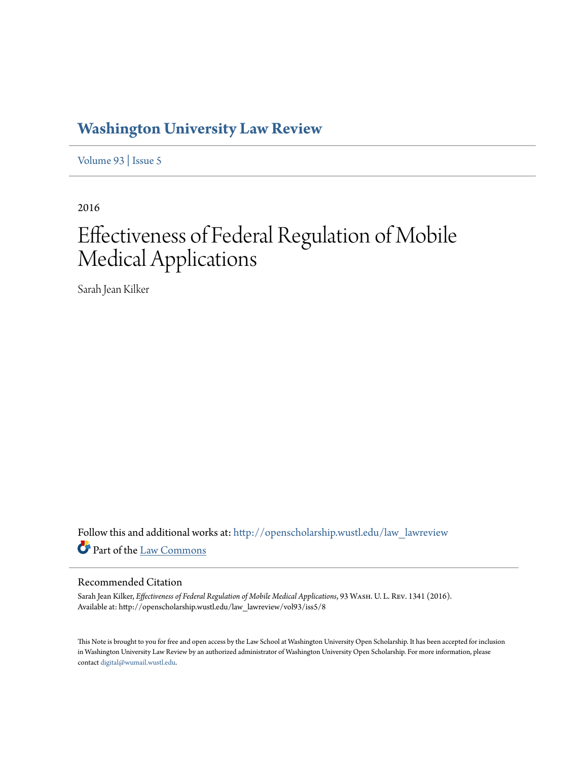# Washington University Law Review

Volume 93 | Issue 5

2016

# Effectiveness of Federal Regulation of Mobile Medical Applications

Sarah Jean Kilker

Follow this and additional works at: http://openscholarship.wustl.edu/law_lawreview

Part of the Law Commons

## Recommended Citation

Sarah Jean Kilker, *Effectiveness of Federal Regulation of Mobile Medical Applications*, 93 Wash. U. L. Rev. 1341 (2016).
Available at: http://openscholarship.wustl.edu/law_lawreview/vol93/iss5/8

This Note is brought to you for free and open access by the Law School at Washington University Open Scholarship. It has been accepted for inclusion in Washington University Law Review by an authorized administrator of Washington University Open Scholarship. For more information, please contact digital@wumail.wustl.edu.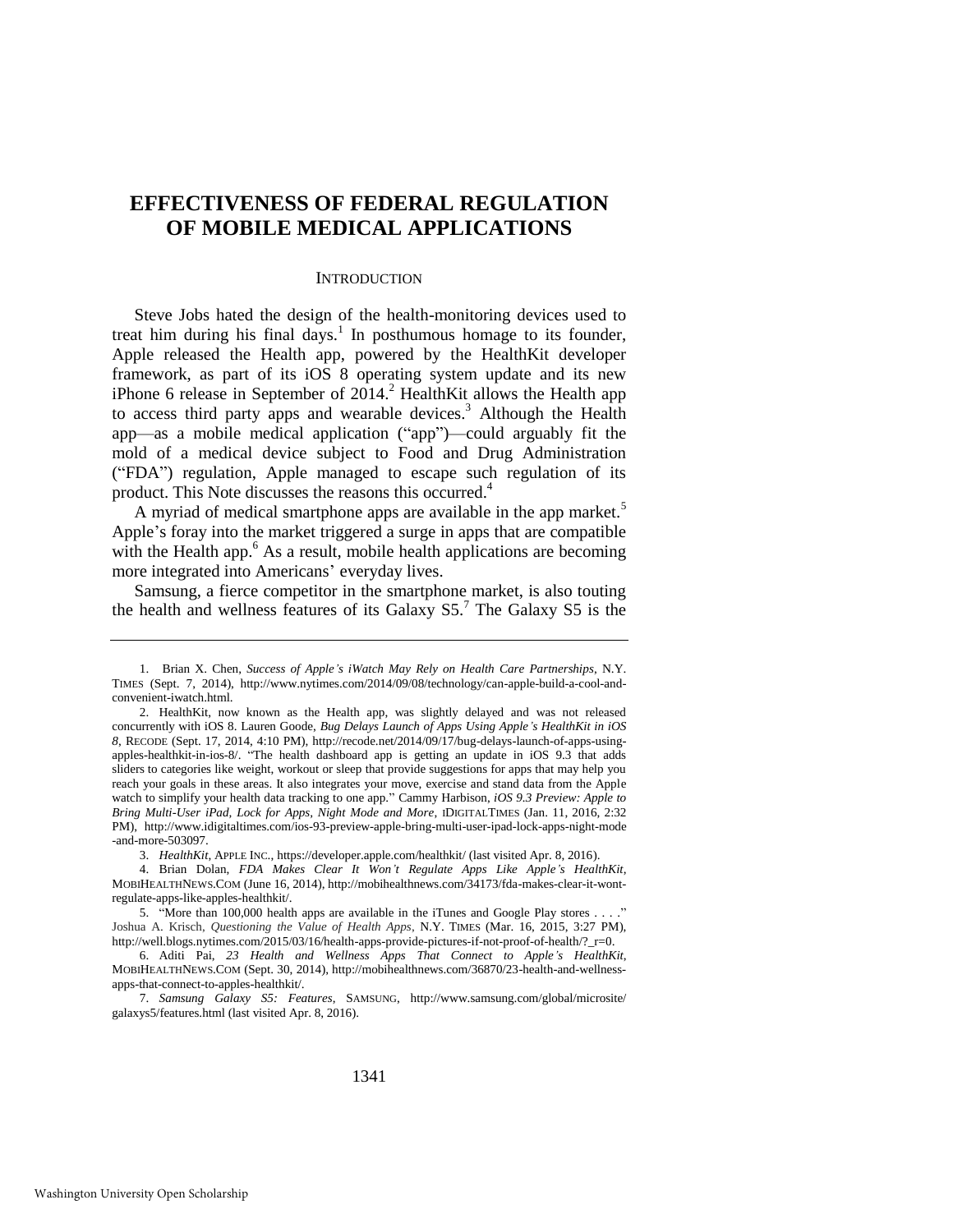# EFFECTIVENESS OF FEDERAL REGULATION OF MOBILE MEDICAL APPLICATIONS

## INTRODUCTION

Steve Jobs hated the design of the health-monitoring devices used to treat him during his final days.[1] In posthumous homage to its founder, Apple released the Health app, powered by the HealthKit developer framework, as part of its iOS 8 operating system update and its new iPhone 6 release in September of 2014.[2] HealthKit allows the Health app to access third party apps and wearable devices.[3] Although the Health app—as a mobile medical application ("app")—could arguably fit the mold of a medical device subject to Food and Drug Administration ("FDA") regulation, Apple managed to escape such regulation of its product. This Note discusses the reasons this occurred.[4]

A myriad of medical smartphone apps are available in the app market.[5] Apple's foray into the market triggered a surge in apps that are compatible with the Health app.[6] As a result, mobile health applications are becoming more integrated into Americans' everyday lives.

Samsung, a fierce competitor in the smartphone market, is also touting the health and wellness features of its Galaxy S5.[7] The Galaxy S5 is the

---

1. Brian X. Chen, *Success of Apple's iWatch May Rely on Health Care Partnerships*, N.Y. TIMES (Sept. 7, 2014), http://www.nytimes.com/2014/09/08/technology/can-apple-build-a-cool-and-convenient-iwatch.html.

2. HealthKit, now known as the Health app, was slightly delayed and was not released concurrently with iOS 8. Lauren Goode, *Bug Delays Launch of Apps Using Apple's HealthKit in iOS 8*, RECODE (Sept. 17, 2014, 4:10 PM), http://recode.net/2014/09/17/bug-delays-launch-of-apps-using-apples-healthkit-in-ios-8/. "The health dashboard app is getting an update in iOS 9.3 that adds sliders to categories like weight, workout or sleep that provide suggestions for apps that may help you reach your goals in these areas. It also integrates your move, exercise and stand data from the Apple watch to simplify your health data tracking to one app." Cammy Harbison, *iOS 9.3 Preview: Apple to Bring Multi-User iPad, Lock for Apps, Night Mode and More*, IDIGITALTIMES (Jan. 11, 2016, 2:32 PM), http://www.idigitaltimes.com/ios-93-preview-apple-bring-multi-user-ipad-lock-apps-night-mode-and-more-503097.

3. *HealthKit*, APPLE INC., https://developer.apple.com/healthkit/ (last visited Apr. 8, 2016).

4. Brian Dolan, *FDA Makes Clear It Won't Regulate Apps Like Apple's HealthKit*, MOBIHEALTHNEWS.COM (June 16, 2014), http://mobihealthnews.com/34173/fda-makes-clear-it-wont-regulate-apps-like-apples-healthkit/.

5. "More than 100,000 health apps are available in the iTunes and Google Play stores . . . ." Joshua A. Krisch, *Questioning the Value of Health Apps*, N.Y. TIMES (Mar. 16, 2015, 3:27 PM), http://well.blogs.nytimes.com/2015/03/16/health-apps-provide-pictures-if-not-proof-of-health/?_r=0.

6. Aditi Pai, *23 Health and Wellness Apps That Connect to Apple's HealthKit*, MOBIHEALTHNEWS.COM (Sept. 30, 2014), http://mobihealthnews.com/36870/23-health-and-wellness-apps-that-connect-to-apples-healthkit/.

7. *Samsung Galaxy S5: Features*, SAMSUNG, http://www.samsung.com/global/microsite/galaxys5/features.html (last visited Apr. 8, 2016).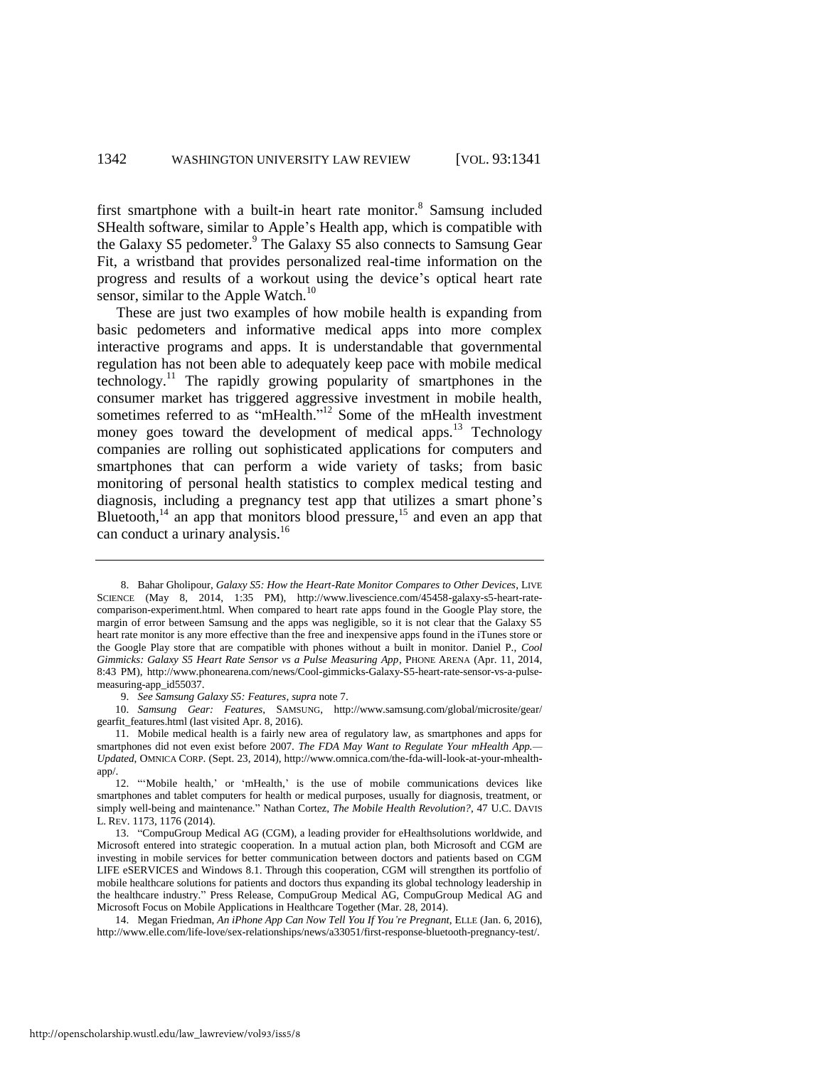first smartphone with a built-in heart rate monitor.[8] Samsung included SHealth software, similar to Apple's Health app, which is compatible with the Galaxy S5 pedometer.[9] The Galaxy S5 also connects to Samsung Gear Fit, a wristband that provides personalized real-time information on the progress and results of a workout using the device's optical heart rate sensor, similar to the Apple Watch.[10]

These are just two examples of how mobile health is expanding from basic pedometers and informative medical apps into more complex interactive programs and apps. It is understandable that governmental regulation has not been able to adequately keep pace with mobile medical technology.[11] The rapidly growing popularity of smartphones in the consumer market has triggered aggressive investment in mobile health, sometimes referred to as "mHealth."[12] Some of the mHealth investment money goes toward the development of medical apps.[13] Technology companies are rolling out sophisticated applications for computers and smartphones that can perform a wide variety of tasks; from basic monitoring of personal health statistics to complex medical testing and diagnosis, including a pregnancy test app that utilizes a smart phone's Bluetooth,[14] an app that monitors blood pressure,[15] and even an app that can conduct a urinary analysis.[16]

---

8. Bahar Gholipour, *Galaxy S5: How the Heart-Rate Monitor Compares to Other Devices*, LIVE SCIENCE (May 8, 2014, 1:35 PM), http://www.livescience.com/45458-galaxy-s5-heart-rate-comparison-experiment.html. When compared to heart rate apps found in the Google Play store, the margin of error between Samsung and the apps was negligible, so it is not clear that the Galaxy S5 heart rate monitor is any more effective than the free and inexpensive apps found in the iTunes store or the Google Play store that are compatible with phones without a built in monitor. Daniel P., *Cool Gimmicks: Galaxy S5 Heart Rate Sensor vs a Pulse Measuring App*, PHONE ARENA (Apr. 11, 2014, 8:43 PM), http://www.phonearena.com/news/Cool-gimmicks-Galaxy-S5-heart-rate-sensor-vs-a-pulse-measuring-app_id55037.

9. *See Samsung Galaxy S5: Features*, *supra* note 7.

10. *Samsung Gear: Features*, SAMSUNG, http://www.samsung.com/global/microsite/gear/gearfit_features.html (last visited Apr. 8, 2016).

11. Mobile medical health is a fairly new area of regulatory law, as smartphones and apps for smartphones did not even exist before 2007. *The FDA May Want to Regulate Your mHealth App.—Updated*, OMNICA CORP. (Sept. 23, 2014), http://www.omnica.com/the-fda-will-look-at-your-mhealth-app/.

12. "'Mobile health,' or 'mHealth,' is the use of mobile communications devices like smartphones and tablet computers for health or medical purposes, usually for diagnosis, treatment, or simply well-being and maintenance." Nathan Cortez, *The Mobile Health Revolution?*, 47 U.C. DAVIS L. REV. 1173, 1176 (2014).

13. "CompuGroup Medical AG (CGM), a leading provider for eHealthsolutions worldwide, and Microsoft entered into strategic cooperation. In a mutual action plan, both Microsoft and CGM are investing in mobile services for better communication between doctors and patients based on CGM LIFE eSERVICES and Windows 8.1. Through this cooperation, CGM will strengthen its portfolio of mobile healthcare solutions for patients and doctors thus expanding its global technology leadership in the healthcare industry." Press Release, CompuGroup Medical AG, CompuGroup Medical AG and Microsoft Focus on Mobile Applications in Healthcare Together (Mar. 28, 2014).

14. Megan Friedman, *An iPhone App Can Now Tell You If You're Pregnant*, ELLE (Jan. 6, 2016), http://www.elle.com/life-love/sex-relationships/news/a33051/first-response-bluetooth-pregnancy-test/.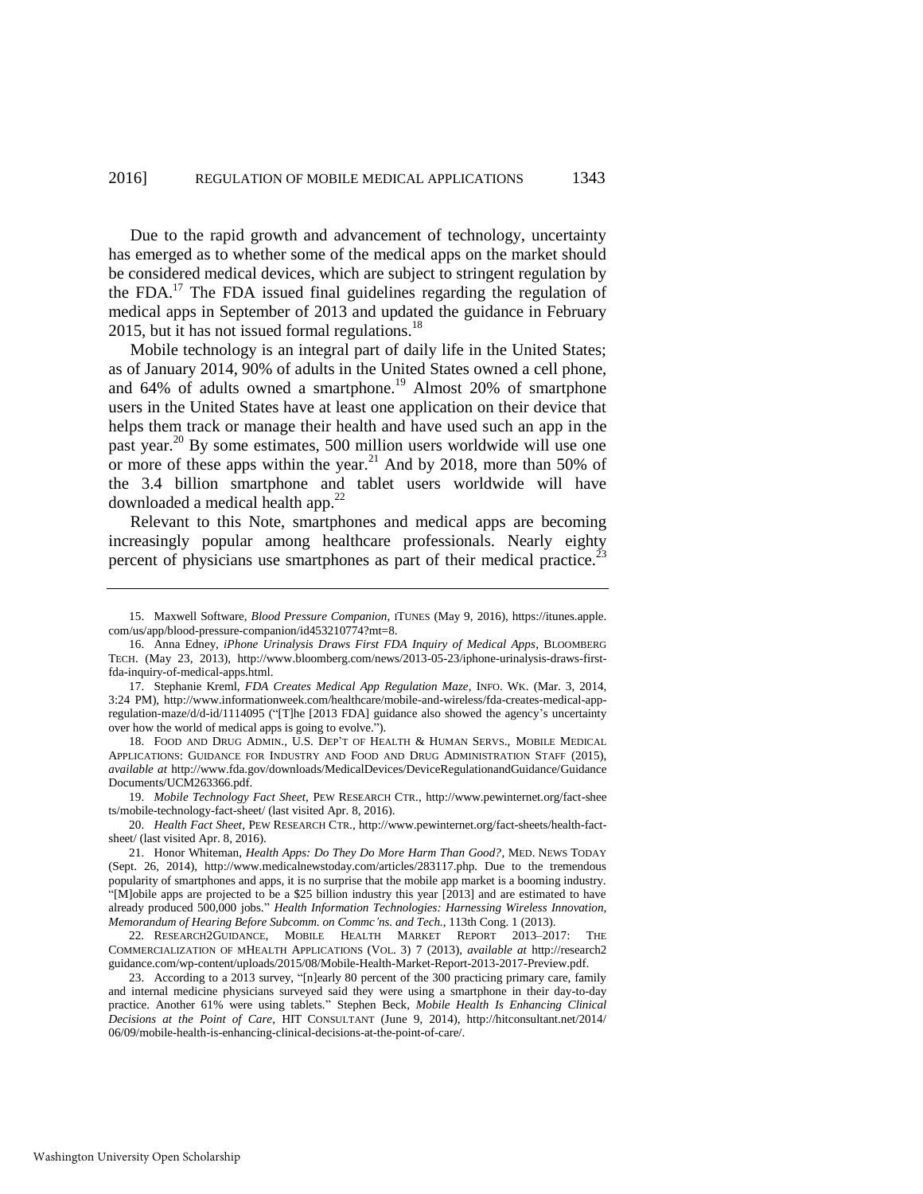Due to the rapid growth and advancement of technology, uncertainty has emerged as to whether some of the medical apps on the market should be considered medical devices, which are subject to stringent regulation by the FDA.[17] The FDA issued final guidelines regarding the regulation of medical apps in September of 2013 and updated the guidance in February 2015, but it has not issued formal regulations.[18]

Mobile technology is an integral part of daily life in the United States; as of January 2014, 90% of adults in the United States owned a cell phone, and 64% of adults owned a smartphone.[19] Almost 20% of smartphone users in the United States have at least one application on their device that helps them track or manage their health and have used such an app in the past year.[20] By some estimates, 500 million users worldwide will use one or more of these apps within the year.[21] And by 2018, more than 50% of the 3.4 billion smartphone and tablet users worldwide will have downloaded a medical health app.[22]

Relevant to this Note, smartphones and medical apps are becoming increasingly popular among healthcare professionals. Nearly eighty percent of physicians use smartphones as part of their medical practice.[23]

---

15. Maxwell Software, *Blood Pressure Companion*, ITUNES (May 9, 2016), https://itunes.apple.com/us/app/blood-pressure-companion/id453210774?mt=8.

16. Anna Edney, *iPhone Urinalysis Draws First FDA Inquiry of Medical Apps*, BLOOMBERG TECH. (May 23, 2013), http://www.bloomberg.com/news/2013-05-23/iphone-urinalysis-draws-first-fda-inquiry-of-medical-apps.html.

17. Stephanie Kreml, *FDA Creates Medical App Regulation Maze*, INFO. WK. (Mar. 3, 2014, 3:24 PM), http://www.informationweek.com/healthcare/mobile-and-wireless/fda-creates-medical-app-regulation-maze/d/d-id/1114095 ("[T]he [2013 FDA] guidance also showed the agency's uncertainty over how the world of medical apps is going to evolve.").

18. FOOD AND DRUG ADMIN., U.S. DEP'T OF HEALTH & HUMAN SERVS., MOBILE MEDICAL APPLICATIONS: GUIDANCE FOR INDUSTRY AND FOOD AND DRUG ADMINISTRATION STAFF (2015), *available at* http://www.fda.gov/downloads/MedicalDevices/DeviceRegulationandGuidance/GuidanceDocuments/UCM263366.pdf.

19. *Mobile Technology Fact Sheet*, PEW RESEARCH CTR., http://www.pewinternet.org/fact-sheets/mobile-technology-fact-sheet/ (last visited Apr. 8, 2016).

20. *Health Fact Sheet*, PEW RESEARCH CTR., http://www.pewinternet.org/fact-sheets/health-fact-sheet/ (last visited Apr. 8, 2016).

21. Honor Whiteman, *Health Apps: Do They Do More Harm Than Good?*, MED. NEWS TODAY (Sept. 26, 2014), http://www.medicalnewstoday.com/articles/283117.php. Due to the tremendous popularity of smartphones and apps, it is no surprise that the mobile app market is a booming industry. "[M]obile apps are projected to be a $25 billion industry this year [2013] and are estimated to have already produced 500,000 jobs." *Health Information Technologies: Harnessing Wireless Innovation, Memorandum of Hearing Before Subcomm. on Commc'ns. and Tech.*, 113th Cong. 1 (2013).

22. RESEARCH2GUIDANCE, MOBILE HEALTH MARKET REPORT 2013–2017: THE COMMERCIALIZATION OF MHEALTH APPLICATIONS (VOL. 3) 7 (2013), *available at* http://research2guidance.com/wp-content/uploads/2015/08/Mobile-Health-Market-Report-2013-2017-Preview.pdf.

23. According to a 2013 survey, "[n]early 80 percent of the 300 practicing primary care, family and internal medicine physicians surveyed said they were using a smartphone in their day-to-day practice. Another 61% were using tablets." Stephen Beck, *Mobile Health Is Enhancing Clinical Decisions at the Point of Care*, HIT CONSULTANT (June 9, 2014), http://hitconsultant.net/2014/06/09/mobile-health-is-enhancing-clinical-decisions-at-the-point-of-care/.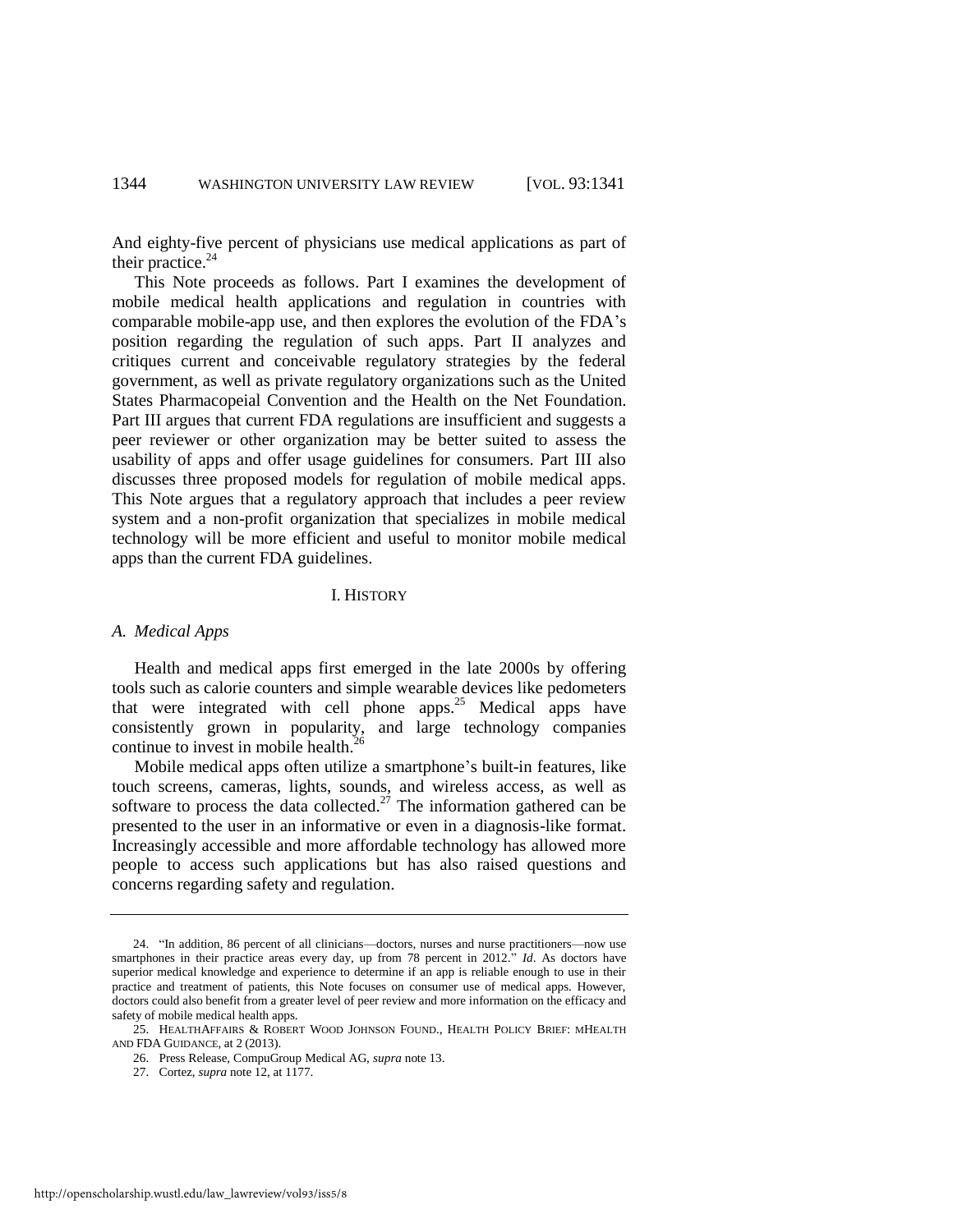And eighty-five percent of physicians use medical applications as part of their practice.[24]

This Note proceeds as follows. Part I examines the development of mobile medical health applications and regulation in countries with comparable mobile-app use, and then explores the evolution of the FDA's position regarding the regulation of such apps. Part II analyzes and critiques current and conceivable regulatory strategies by the federal government, as well as private regulatory organizations such as the United States Pharmacopeial Convention and the Health on the Net Foundation. Part III argues that current FDA regulations are insufficient and suggests a peer reviewer or other organization may be better suited to assess the usability of apps and offer usage guidelines for consumers. Part III also discusses three proposed models for regulation of mobile medical apps. This Note argues that a regulatory approach that includes a peer review system and a non-profit organization that specializes in mobile medical technology will be more efficient and useful to monitor mobile medical apps than the current FDA guidelines.

## I. HISTORY

### *A. Medical Apps*

Health and medical apps first emerged in the late 2000s by offering tools such as calorie counters and simple wearable devices like pedometers that were integrated with cell phone apps.[25] Medical apps have consistently grown in popularity, and large technology companies continue to invest in mobile health.[26]

Mobile medical apps often utilize a smartphone's built-in features, like touch screens, cameras, lights, sounds, and wireless access, as well as software to process the data collected.[27] The information gathered can be presented to the user in an informative or even in a diagnosis-like format. Increasingly accessible and more affordable technology has allowed more people to access such applications but has also raised questions and concerns regarding safety and regulation.

---

24. "In addition, 86 percent of all clinicians—doctors, nurses and nurse practitioners—now use smartphones in their practice areas every day, up from 78 percent in 2012." *Id*. As doctors have superior medical knowledge and experience to determine if an app is reliable enough to use in their practice and treatment of patients, this Note focuses on consumer use of medical apps. However, doctors could also benefit from a greater level of peer review and more information on the efficacy and safety of mobile medical health apps.

25. HEALTHAFFAIRS & ROBERT WOOD JOHNSON FOUND., HEALTH POLICY BRIEF: MHEALTH AND FDA GUIDANCE, at 2 (2013).

26. Press Release, CompuGroup Medical AG, *supra* note 13.

27. Cortez, *supra* note 12, at 1177.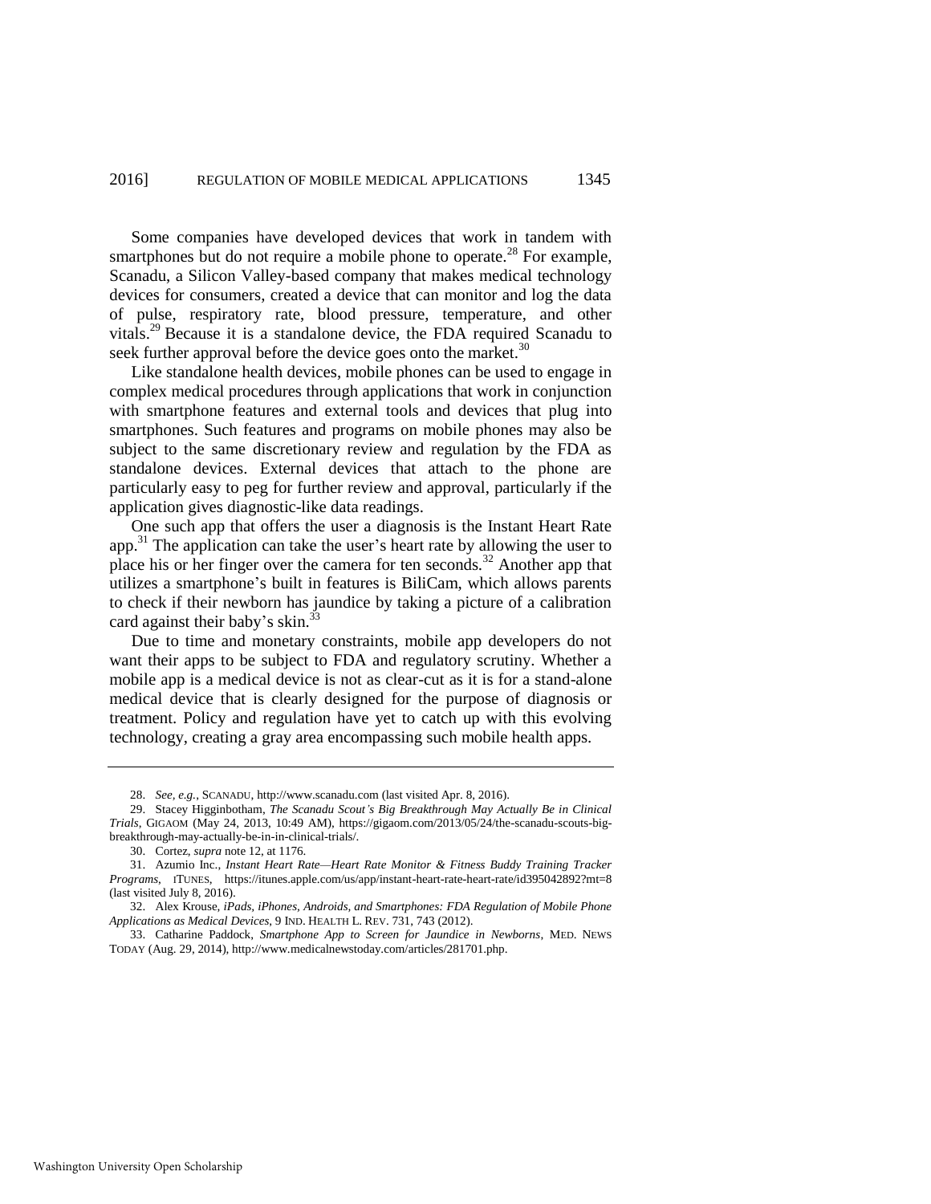Some companies have developed devices that work in tandem with smartphones but do not require a mobile phone to operate.[28] For example, Scanadu, a Silicon Valley-based company that makes medical technology devices for consumers, created a device that can monitor and log the data of pulse, respiratory rate, blood pressure, temperature, and other vitals.[29] Because it is a standalone device, the FDA required Scanadu to seek further approval before the device goes onto the market.[30]

Like standalone health devices, mobile phones can be used to engage in complex medical procedures through applications that work in conjunction with smartphone features and external tools and devices that plug into smartphones. Such features and programs on mobile phones may also be subject to the same discretionary review and regulation by the FDA as standalone devices. External devices that attach to the phone are particularly easy to peg for further review and approval, particularly if the application gives diagnostic-like data readings.

One such app that offers the user a diagnosis is the Instant Heart Rate app.[31] The application can take the user's heart rate by allowing the user to place his or her finger over the camera for ten seconds.[32] Another app that utilizes a smartphone's built in features is BiliCam, which allows parents to check if their newborn has jaundice by taking a picture of a calibration card against their baby's skin.[33]

Due to time and monetary constraints, mobile app developers do not want their apps to be subject to FDA and regulatory scrutiny. Whether a mobile app is a medical device is not as clear-cut as it is for a stand-alone medical device that is clearly designed for the purpose of diagnosis or treatment. Policy and regulation have yet to catch up with this evolving technology, creating a gray area encompassing such mobile health apps.

---

28. *See, e.g.*, SCANADU, http://www.scanadu.com (last visited Apr. 8, 2016).

29. Stacey Higginbotham, *The Scanadu Scout's Big Breakthrough May Actually Be in Clinical Trials*, GIGAOM (May 24, 2013, 10:49 AM), https://gigaom.com/2013/05/24/the-scanadu-scouts-big-breakthrough-may-actually-be-in-in-clinical-trials/.

30. Cortez, *supra* note 12, at 1176.

31. Azumio Inc., *Instant Heart Rate—Heart Rate Monitor & Fitness Buddy Training Tracker Programs*, ITUNES, https://itunes.apple.com/us/app/instant-heart-rate-heart-rate/id395042892?mt=8 (last visited July 8, 2016).

32. Alex Krouse, *iPads, iPhones, Androids, and Smartphones: FDA Regulation of Mobile Phone Applications as Medical Devices*, 9 IND. HEALTH L. REV. 731, 743 (2012).

33. Catharine Paddock, *Smartphone App to Screen for Jaundice in Newborns*, MED. NEWS TODAY (Aug. 29, 2014), http://www.medicalnewstoday.com/articles/281701.php.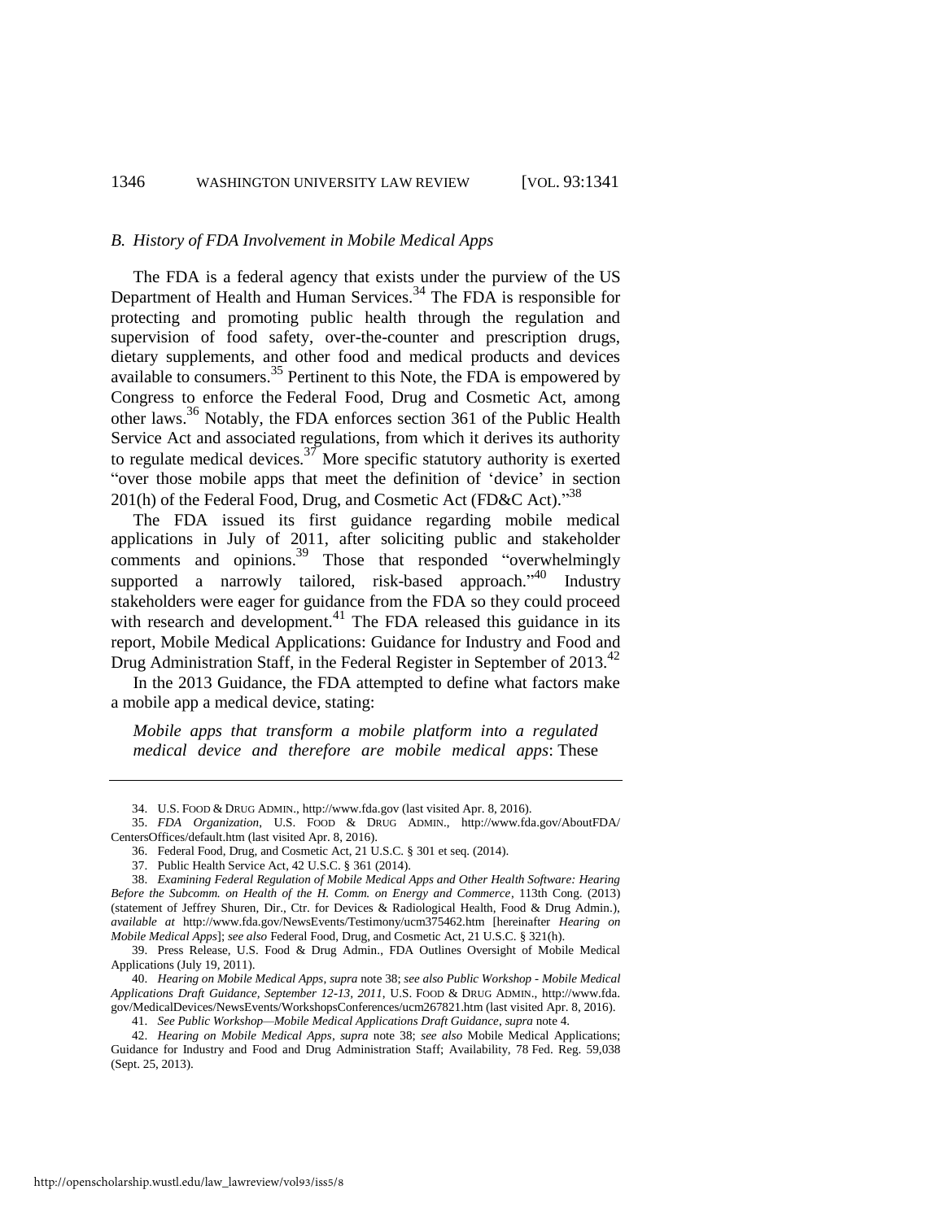### B. History of FDA Involvement in Mobile Medical Apps

The FDA is a federal agency that exists under the purview of the US Department of Health and Human Services.[34] The FDA is responsible for protecting and promoting public health through the regulation and supervision of food safety, over-the-counter and prescription drugs, dietary supplements, and other food and medical products and devices available to consumers.[35] Pertinent to this Note, the FDA is empowered by Congress to enforce the Federal Food, Drug and Cosmetic Act, among other laws.[36] Notably, the FDA enforces section 361 of the Public Health Service Act and associated regulations, from which it derives its authority to regulate medical devices.[37] More specific statutory authority is exerted "over those mobile apps that meet the definition of 'device' in section 201(h) of the Federal Food, Drug, and Cosmetic Act (FD&C Act)."[38]

The FDA issued its first guidance regarding mobile medical applications in July of 2011, after soliciting public and stakeholder comments and opinions.[39] Those that responded "overwhelmingly supported a narrowly tailored, risk-based approach."[40] Industry stakeholders were eager for guidance from the FDA so they could proceed with research and development.[41] The FDA released this guidance in its report, Mobile Medical Applications: Guidance for Industry and Food and Drug Administration Staff, in the Federal Register in September of 2013.[42]

In the 2013 Guidance, the FDA attempted to define what factors make a mobile app a medical device, stating:

> *Mobile apps that transform a mobile platform into a regulated medical device and therefore are mobile medical apps*: These

---

34. U.S. FOOD & DRUG ADMIN., http://www.fda.gov (last visited Apr. 8, 2016).

35. *FDA Organization*, U.S. FOOD & DRUG ADMIN., http://www.fda.gov/AboutFDA/CentersOffices/default.htm (last visited Apr. 8, 2016).

36. Federal Food, Drug, and Cosmetic Act, 21 U.S.C. § 301 et seq. (2014).

37. Public Health Service Act, 42 U.S.C. § 361 (2014).

38. *Examining Federal Regulation of Mobile Medical Apps and Other Health Software: Hearing Before the Subcomm. on Health of the H. Comm. on Energy and Commerce*, 113th Cong. (2013) (statement of Jeffrey Shuren, Dir., Ctr. for Devices & Radiological Health, Food & Drug Admin.), *available at* http://www.fda.gov/NewsEvents/Testimony/ucm375462.htm [hereinafter *Hearing on Mobile Medical Apps*]; *see also* Federal Food, Drug, and Cosmetic Act, 21 U.S.C. § 321(h).

39. Press Release, U.S. Food & Drug Admin., FDA Outlines Oversight of Mobile Medical Applications (July 19, 2011).

40. *Hearing on Mobile Medical Apps*, *supra* note 38; *see also Public Workshop - Mobile Medical Applications Draft Guidance, September 12-13, 2011*, U.S. FOOD & DRUG ADMIN., http://www.fda.gov/MedicalDevices/NewsEvents/WorkshopsConferences/ucm267821.htm (last visited Apr. 8, 2016).

41. *See Public Workshop—Mobile Medical Applications Draft Guidance*, *supra* note 4.

42. *Hearing on Mobile Medical Apps*, *supra* note 38; *see also* Mobile Medical Applications; Guidance for Industry and Food and Drug Administration Staff; Availability, 78 Fed. Reg. 59,038 (Sept. 25, 2013).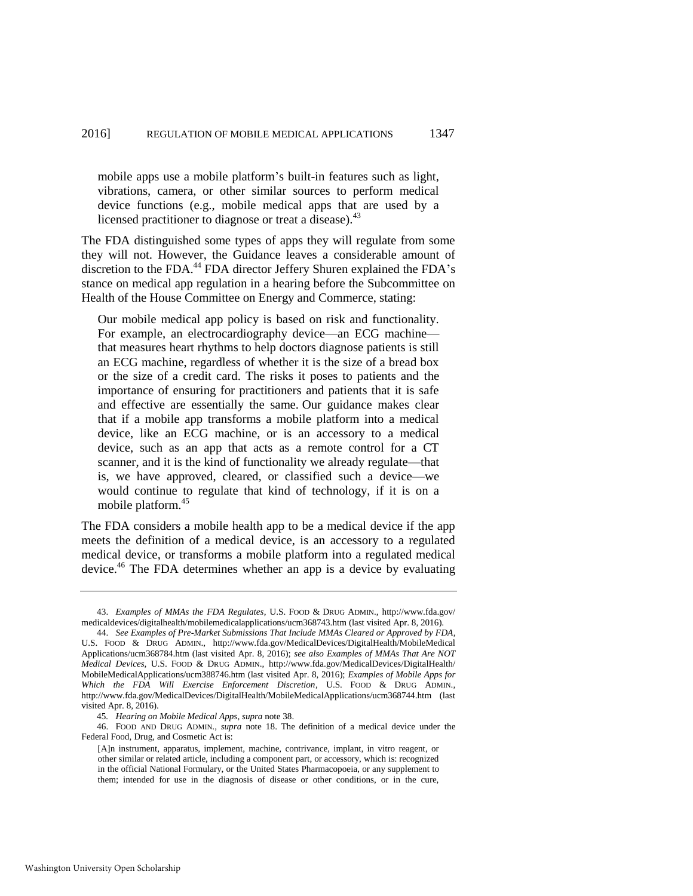> mobile apps use a mobile platform's built-in features such as light, vibrations, camera, or other similar sources to perform medical device functions (e.g., mobile medical apps that are used by a licensed practitioner to diagnose or treat a disease).[43]

The FDA distinguished some types of apps they will regulate from some they will not. However, the Guidance leaves a considerable amount of discretion to the FDA.[44] FDA director Jeffery Shuren explained the FDA's stance on medical app regulation in a hearing before the Subcommittee on Health of the House Committee on Energy and Commerce, stating:

> Our mobile medical app policy is based on risk and functionality. For example, an electrocardiography device—an ECG machine—that measures heart rhythms to help doctors diagnose patients is still an ECG machine, regardless of whether it is the size of a bread box or the size of a credit card. The risks it poses to patients and the importance of ensuring for practitioners and patients that it is safe and effective are essentially the same. Our guidance makes clear that if a mobile app transforms a mobile platform into a medical device, like an ECG machine, or is an accessory to a medical device, such as an app that acts as a remote control for a CT scanner, and it is the kind of functionality we already regulate—that is, we have approved, cleared, or classified such a device—we would continue to regulate that kind of technology, if it is on a mobile platform.[45]

The FDA considers a mobile health app to be a medical device if the app meets the definition of a medical device, is an accessory to a regulated medical device, or transforms a mobile platform into a regulated medical device.[46] The FDA determines whether an app is a device by evaluating

---

43. *Examples of MMAs the FDA Regulates*, U.S. FOOD & DRUG ADMIN., http://www.fda.gov/medicaldevices/digitalhealth/mobilemedicalapplications/ucm368743.htm (last visited Apr. 8, 2016).

44. *See Examples of Pre-Market Submissions That Include MMAs Cleared or Approved by FDA*, U.S. FOOD & DRUG ADMIN., http://www.fda.gov/MedicalDevices/DigitalHealth/MobileMedicalApplications/ucm368784.htm (last visited Apr. 8, 2016); *see also Examples of MMAs That Are NOT Medical Devices*, U.S. FOOD & DRUG ADMIN., http://www.fda.gov/MedicalDevices/DigitalHealth/MobileMedicalApplications/ucm388746.htm (last visited Apr. 8, 2016); *Examples of Mobile Apps for Which the FDA Will Exercise Enforcement Discretion*, U.S. FOOD & DRUG ADMIN., http://www.fda.gov/MedicalDevices/DigitalHealth/MobileMedicalApplications/ucm368744.htm (last visited Apr. 8, 2016).

45. *Hearing on Mobile Medical Apps*, *supra* note 38.

46. FOOD AND DRUG ADMIN., *supra* note 18. The definition of a medical device under the Federal Food, Drug, and Cosmetic Act is:

> [A]n instrument, apparatus, implement, machine, contrivance, implant, in vitro reagent, or other similar or related article, including a component part, or accessory, which is: recognized in the official National Formulary, or the United States Pharmacopoeia, or any supplement to them; intended for use in the diagnosis of disease or other conditions, or in the cure,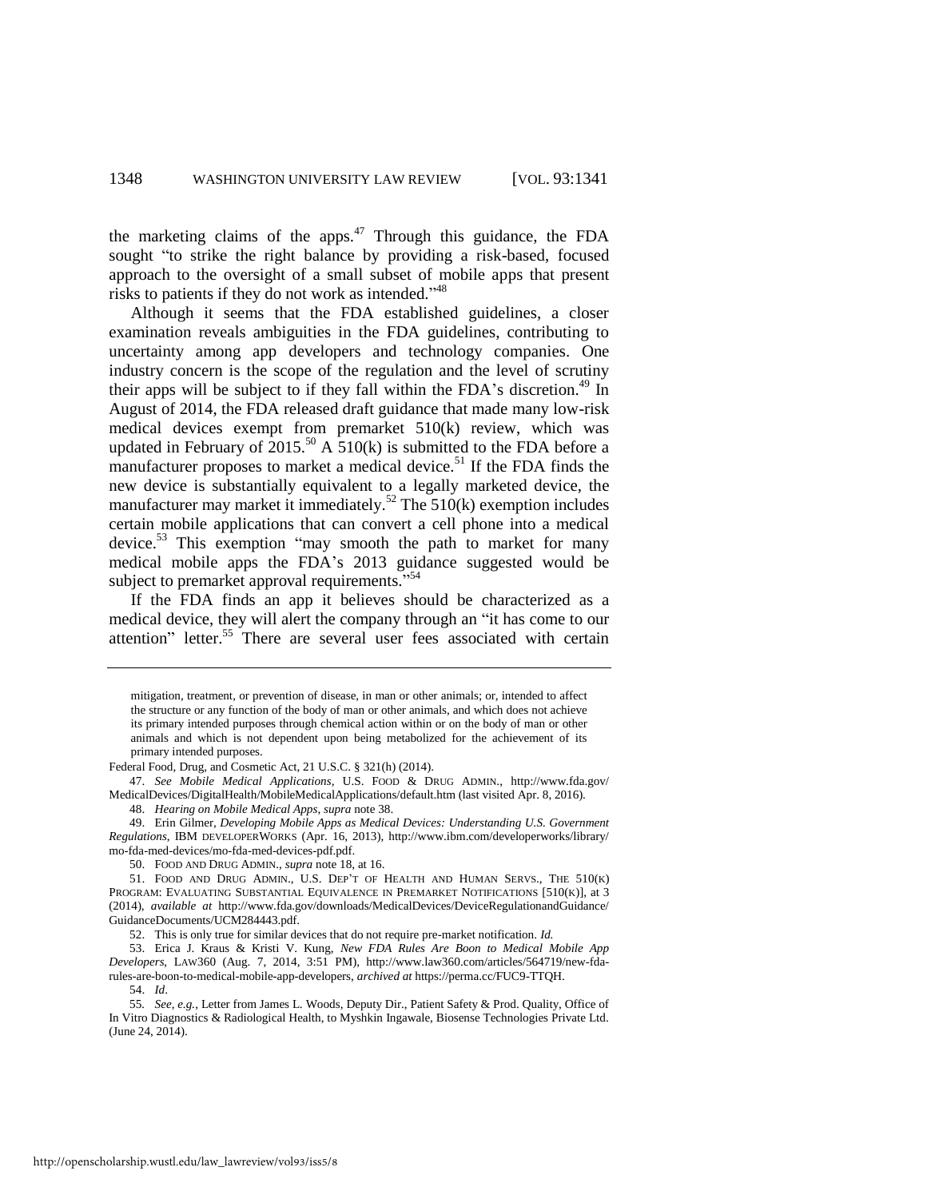the marketing claims of the apps.[47] Through this guidance, the FDA sought "to strike the right balance by providing a risk-based, focused approach to the oversight of a small subset of mobile apps that present risks to patients if they do not work as intended."[48]

Although it seems that the FDA established guidelines, a closer examination reveals ambiguities in the FDA guidelines, contributing to uncertainty among app developers and technology companies. One industry concern is the scope of the regulation and the level of scrutiny their apps will be subject to if they fall within the FDA's discretion.[49] In August of 2014, the FDA released draft guidance that made many low-risk medical devices exempt from premarket 510(k) review, which was updated in February of 2015.[50] A 510(k) is submitted to the FDA before a manufacturer proposes to market a medical device.[51] If the FDA finds the new device is substantially equivalent to a legally marketed device, the manufacturer may market it immediately.[52] The 510(k) exemption includes certain mobile applications that can convert a cell phone into a medical device.[53] This exemption "may smooth the path to market for many medical mobile apps the FDA's 2013 guidance suggested would be subject to premarket approval requirements."[54]

If the FDA finds an app it believes should be characterized as a medical device, they will alert the company through an "it has come to our attention" letter.[55] There are several user fees associated with certain

---

mitigation, treatment, or prevention of disease, in man or other animals; or, intended to affect the structure or any function of the body of man or other animals, and which does not achieve its primary intended purposes through chemical action within or on the body of man or other animals and which is not dependent upon being metabolized for the achievement of its primary intended purposes.

Federal Food, Drug, and Cosmetic Act, 21 U.S.C. § 321(h) (2014).

47. *See Mobile Medical Applications*, U.S. FOOD & DRUG ADMIN., http://www.fda.gov/MedicalDevices/DigitalHealth/MobileMedicalApplications/default.htm (last visited Apr. 8, 2016).

48. *Hearing on Mobile Medical Apps*, *supra* note 38.

49. Erin Gilmer, *Developing Mobile Apps as Medical Devices: Understanding U.S. Government Regulations*, IBM DEVELOPERWORKS (Apr. 16, 2013), http://www.ibm.com/developerworks/library/mo-fda-med-devices/mo-fda-med-devices-pdf.pdf.

50. FOOD AND DRUG ADMIN., *supra* note 18, at 16.

51. FOOD AND DRUG ADMIN., U.S. DEP'T OF HEALTH AND HUMAN SERVS., THE 510(K) PROGRAM: EVALUATING SUBSTANTIAL EQUIVALENCE IN PREMARKET NOTIFICATIONS [510(K)], at 3 (2014), *available at* http://www.fda.gov/downloads/MedicalDevices/DeviceRegulationandGuidance/GuidanceDocuments/UCM284443.pdf.

52. This is only true for similar devices that do not require pre-market notification. *Id.*

53. Erica J. Kraus & Kristi V. Kung, *New FDA Rules Are Boon to Medical Mobile App Developers*, LAW360 (Aug. 7, 2014, 3:51 PM), http://www.law360.com/articles/564719/new-fda-rules-are-boon-to-medical-mobile-app-developers, *archived at* https://perma.cc/FUC9-TTQH.

54. *Id*.

55. *See, e.g.*, Letter from James L. Woods, Deputy Dir., Patient Safety & Prod. Quality, Office of In Vitro Diagnostics & Radiological Health, to Myshkin Ingawale, Biosense Technologies Private Ltd. (June 24, 2014).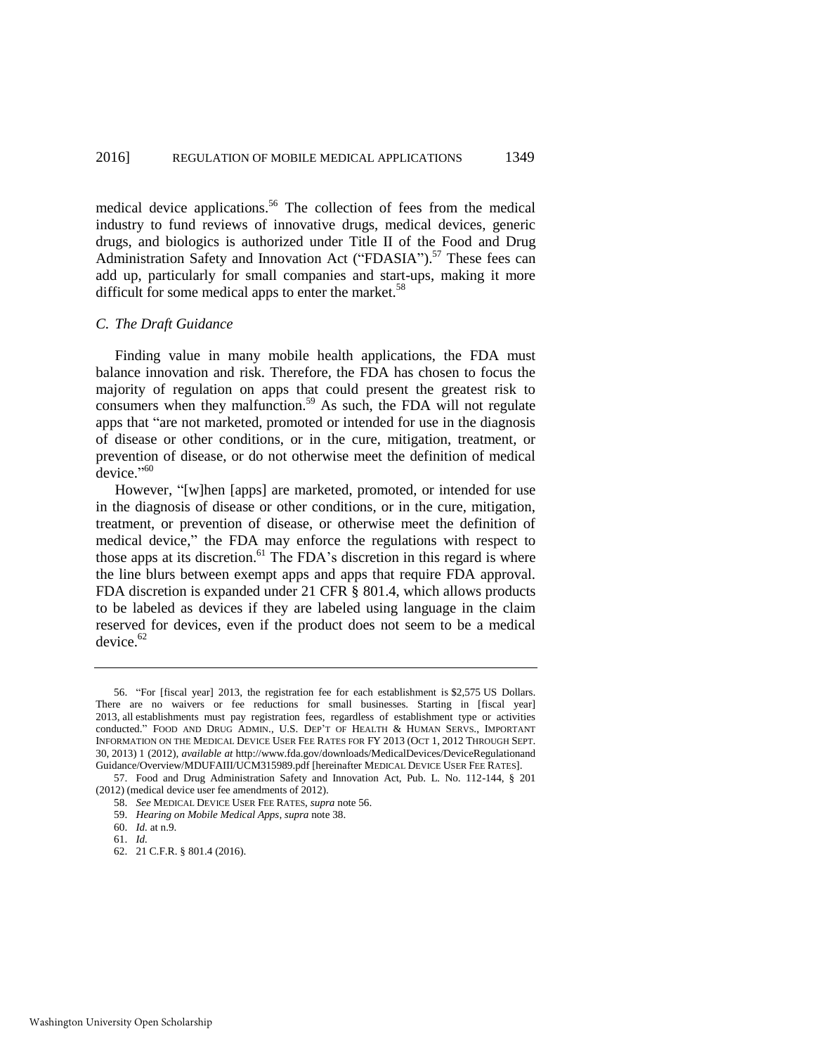medical device applications.[56] The collection of fees from the medical industry to fund reviews of innovative drugs, medical devices, generic drugs, and biologics is authorized under Title II of the Food and Drug Administration Safety and Innovation Act ("FDASIA").[57] These fees can add up, particularly for small companies and start-ups, making it more difficult for some medical apps to enter the market.[58]

### *C. The Draft Guidance*

Finding value in many mobile health applications, the FDA must balance innovation and risk. Therefore, the FDA has chosen to focus the majority of regulation on apps that could present the greatest risk to consumers when they malfunction.[59] As such, the FDA will not regulate apps that "are not marketed, promoted or intended for use in the diagnosis of disease or other conditions, or in the cure, mitigation, treatment, or prevention of disease, or do not otherwise meet the definition of medical device."[60]

However, "[w]hen [apps] are marketed, promoted, or intended for use in the diagnosis of disease or other conditions, or in the cure, mitigation, treatment, or prevention of disease, or otherwise meet the definition of medical device," the FDA may enforce the regulations with respect to those apps at its discretion.[61] The FDA's discretion in this regard is where the line blurs between exempt apps and apps that require FDA approval. FDA discretion is expanded under 21 CFR § 801.4, which allows products to be labeled as devices if they are labeled using language in the claim reserved for devices, even if the product does not seem to be a medical device.[62]

---

56. "For [fiscal year] 2013, the registration fee for each establishment is $2,575 US Dollars. There are no waivers or fee reductions for small businesses. Starting in [fiscal year] 2013, all establishments must pay registration fees, regardless of establishment type or activities conducted." FOOD AND DRUG ADMIN., U.S. DEP'T OF HEALTH & HUMAN SERVS., IMPORTANT INFORMATION ON THE MEDICAL DEVICE USER FEE RATES FOR FY 2013 (OCT 1, 2012 THROUGH SEPT. 30, 2013) 1 (2012), *available at* http://www.fda.gov/downloads/MedicalDevices/DeviceRegulationandGuidance/Overview/MDUFAIII/UCM315989.pdf [hereinafter MEDICAL DEVICE USER FEE RATES].

57. Food and Drug Administration Safety and Innovation Act, Pub. L. No. 112-144, § 201 (2012) (medical device user fee amendments of 2012).

58. *See* MEDICAL DEVICE USER FEE RATES, *supra* note 56.

59. *Hearing on Mobile Medical Apps*, *supra* note 38.

60. *Id.* at n.9.

61. *Id.*

62. 21 C.F.R. § 801.4 (2016).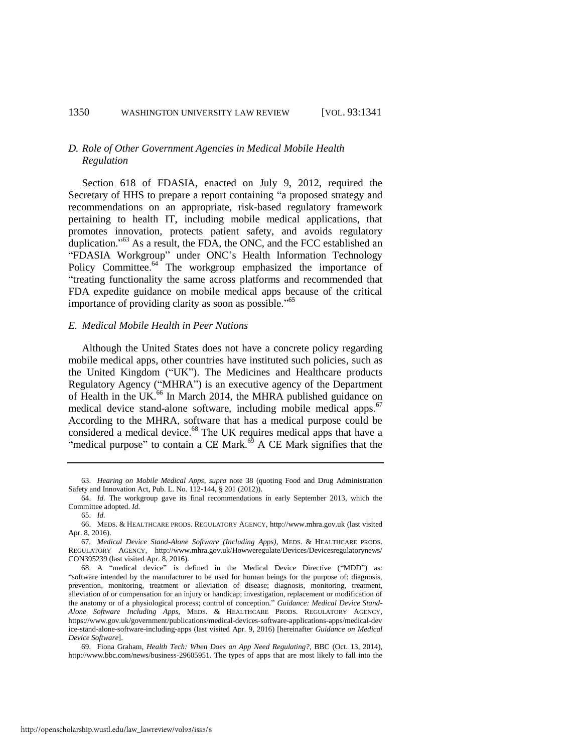### D. Role of Other Government Agencies in Medical Mobile Health Regulation

Section 618 of FDASIA, enacted on July 9, 2012, required the Secretary of HHS to prepare a report containing "a proposed strategy and recommendations on an appropriate, risk-based regulatory framework pertaining to health IT, including mobile medical applications, that promotes innovation, protects patient safety, and avoids regulatory duplication."[63] As a result, the FDA, the ONC, and the FCC established an "FDASIA Workgroup" under ONC's Health Information Technology Policy Committee.[64] The workgroup emphasized the importance of "treating functionality the same across platforms and recommended that FDA expedite guidance on mobile medical apps because of the critical importance of providing clarity as soon as possible."[65]

### E. Medical Mobile Health in Peer Nations

Although the United States does not have a concrete policy regarding mobile medical apps, other countries have instituted such policies, such as the United Kingdom ("UK"). The Medicines and Healthcare products Regulatory Agency ("MHRA") is an executive agency of the Department of Health in the UK.[66] In March 2014, the MHRA published guidance on medical device stand-alone software, including mobile medical apps.[67] According to the MHRA, software that has a medical purpose could be considered a medical device.[68] The UK requires medical apps that have a "medical purpose" to contain a CE Mark.[69] A CE Mark signifies that the

---

63. *Hearing on Mobile Medical Apps*, *supra* note 38 (quoting Food and Drug Administration Safety and Innovation Act, Pub. L. No. 112-144, § 201 (2012)).

64. *Id.* The workgroup gave its final recommendations in early September 2013, which the Committee adopted. *Id.*

65. *Id.*

66. MEDS. & HEALTHCARE PRODS. REGULATORY AGENCY, http://www.mhra.gov.uk (last visited Apr. 8, 2016).

67. *Medical Device Stand-Alone Software (Including Apps)*, MEDS. & HEALTHCARE PRODS. REGULATORY AGENCY, http://www.mhra.gov.uk/Howweregulate/Devices/Devicesregulatorynews/CON395239 (last visited Apr. 8, 2016).

68. A "medical device" is defined in the Medical Device Directive ("MDD") as: "software intended by the manufacturer to be used for human beings for the purpose of: diagnosis, prevention, monitoring, treatment or alleviation of disease; diagnosis, monitoring, treatment, alleviation of or compensation for an injury or handicap; investigation, replacement or modification of the anatomy or of a physiological process; control of conception." *Guidance: Medical Device Stand-Alone Software Including Apps*, MEDS. & HEALTHCARE PRODS. REGULATORY AGENCY, https://www.gov.uk/government/publications/medical-devices-software-applications-apps/medical-device-stand-alone-software-including-apps (last visited Apr. 9, 2016) [hereinafter *Guidance on Medical Device Software*].

69. Fiona Graham, *Health Tech: When Does an App Need Regulating?*, BBC (Oct. 13, 2014), http://www.bbc.com/news/business-29605951. The types of apps that are most likely to fall into the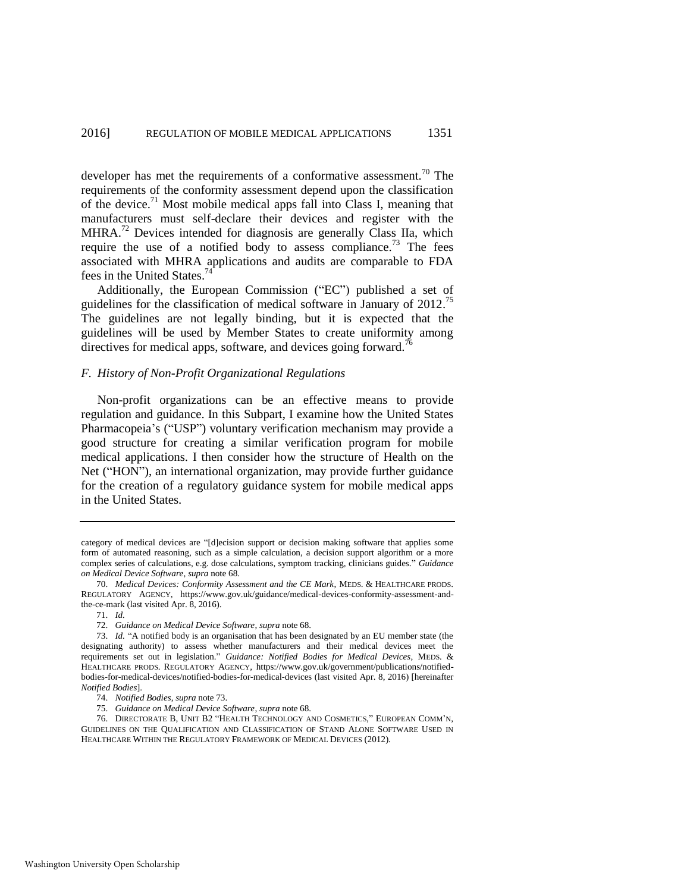developer has met the requirements of a conformative assessment.[70] The requirements of the conformity assessment depend upon the classification of the device.[71] Most mobile medical apps fall into Class I, meaning that manufacturers must self-declare their devices and register with the MHRA.[72] Devices intended for diagnosis are generally Class IIa, which require the use of a notified body to assess compliance.[73] The fees associated with MHRA applications and audits are comparable to FDA fees in the United States.[74]

Additionally, the European Commission ("EC") published a set of guidelines for the classification of medical software in January of 2012.[75] The guidelines are not legally binding, but it is expected that the guidelines will be used by Member States to create uniformity among directives for medical apps, software, and devices going forward.[76]

### *F. History of Non-Profit Organizational Regulations*

Non-profit organizations can be an effective means to provide regulation and guidance. In this Subpart, I examine how the United States Pharmacopeia's ("USP") voluntary verification mechanism may provide a good structure for creating a similar verification program for mobile medical applications. I then consider how the structure of Health on the Net ("HON"), an international organization, may provide further guidance for the creation of a regulatory guidance system for mobile medical apps in the United States.

---

category of medical devices are "[d]ecision support or decision making software that applies some form of automated reasoning, such as a simple calculation, a decision support algorithm or a more complex series of calculations, e.g. dose calculations, symptom tracking, clinicians guides." *Guidance on Medical Device Software*, *supra* note 68.

70. *Medical Devices: Conformity Assessment and the CE Mark*, MEDS. & HEALTHCARE PRODS. REGULATORY AGENCY, https://www.gov.uk/guidance/medical-devices-conformity-assessment-and-the-ce-mark (last visited Apr. 8, 2016).

71. *Id.*

72. *Guidance on Medical Device Software*, *supra* note 68.

73. *Id.* "A notified body is an organisation that has been designated by an EU member state (the designating authority) to assess whether manufacturers and their medical devices meet the requirements set out in legislation." *Guidance: Notified Bodies for Medical Devices*, MEDS. & HEALTHCARE PRODS. REGULATORY AGENCY, https://www.gov.uk/government/publications/notified-bodies-for-medical-devices/notified-bodies-for-medical-devices (last visited Apr. 8, 2016) [hereinafter *Notified Bodies*].

74. *Notified Bodies*, *supra* note 73.

75. *Guidance on Medical Device Software*, *supra* note 68.

76. DIRECTORATE B, UNIT B2 "HEALTH TECHNOLOGY AND COSMETICS," EUROPEAN COMM'N, GUIDELINES ON THE QUALIFICATION AND CLASSIFICATION OF STAND ALONE SOFTWARE USED IN HEALTHCARE WITHIN THE REGULATORY FRAMEWORK OF MEDICAL DEVICES (2012).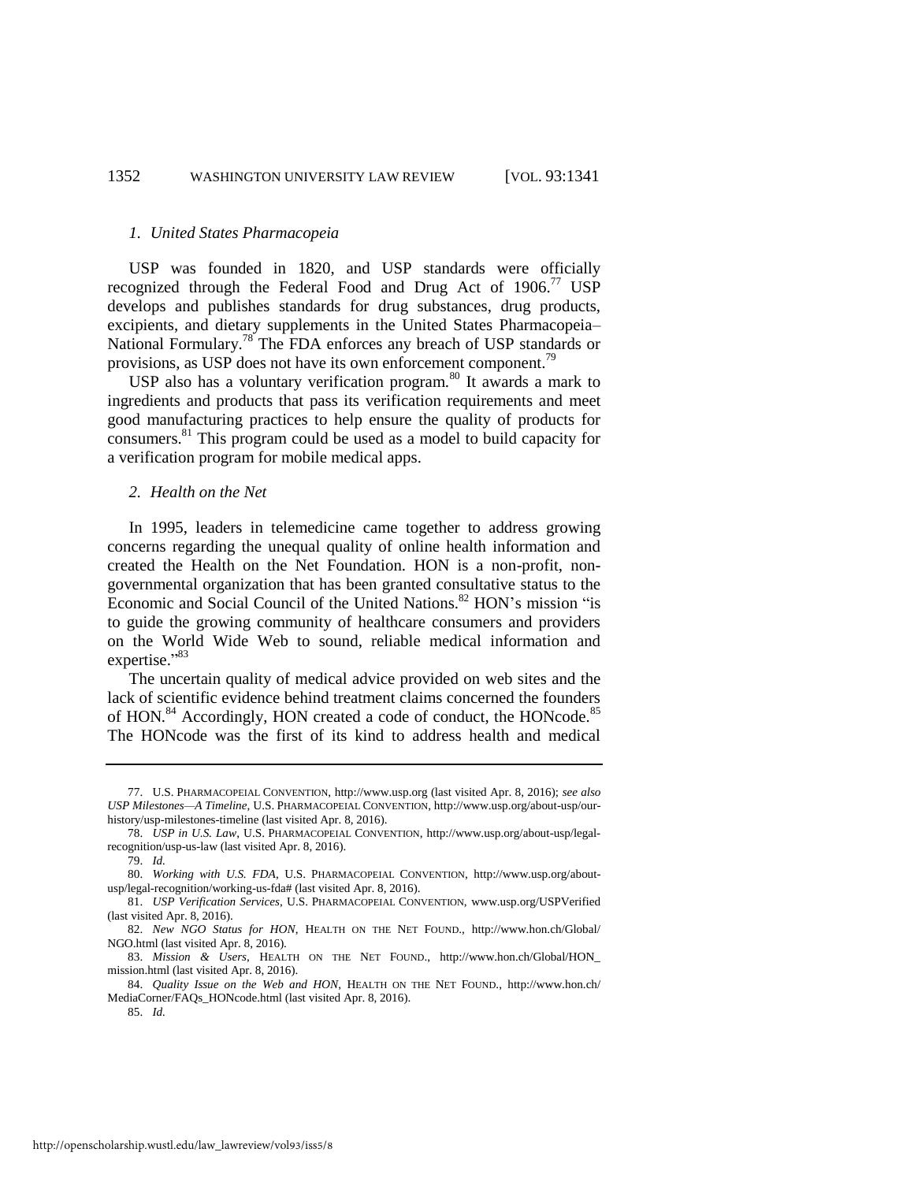### *1. United States Pharmacopeia*

USP was founded in 1820, and USP standards were officially recognized through the Federal Food and Drug Act of 1906.[77] USP develops and publishes standards for drug substances, drug products, excipients, and dietary supplements in the United States Pharmacopeia–National Formulary.[78] The FDA enforces any breach of USP standards or provisions, as USP does not have its own enforcement component.[79]

USP also has a voluntary verification program.[80] It awards a mark to ingredients and products that pass its verification requirements and meet good manufacturing practices to help ensure the quality of products for consumers.[81] This program could be used as a model to build capacity for a verification program for mobile medical apps.

### *2. Health on the Net*

In 1995, leaders in telemedicine came together to address growing concerns regarding the unequal quality of online health information and created the Health on the Net Foundation. HON is a non-profit, non-governmental organization that has been granted consultative status to the Economic and Social Council of the United Nations.[82] HON's mission "is to guide the growing community of healthcare consumers and providers on the World Wide Web to sound, reliable medical information and expertise."[83]

The uncertain quality of medical advice provided on web sites and the lack of scientific evidence behind treatment claims concerned the founders of HON.[84] Accordingly, HON created a code of conduct, the HONcode.[85] The HONcode was the first of its kind to address health and medical

---

77. U.S. PHARMACOPEIAL CONVENTION, http://www.usp.org (last visited Apr. 8, 2016); *see also USP Milestones—A Timeline*, U.S. PHARMACOPEIAL CONVENTION, http://www.usp.org/about-usp/our-history/usp-milestones-timeline (last visited Apr. 8, 2016).

78. *USP in U.S. Law*, U.S. PHARMACOPEIAL CONVENTION, http://www.usp.org/about-usp/legal-recognition/usp-us-law (last visited Apr. 8, 2016).

79. *Id.*

80. *Working with U.S. FDA*, U.S. PHARMACOPEIAL CONVENTION, http://www.usp.org/about-usp/legal-recognition/working-us-fda# (last visited Apr. 8, 2016).

81. *USP Verification Services*, U.S. PHARMACOPEIAL CONVENTION, www.usp.org/USPVerified (last visited Apr. 8, 2016).

82. *New NGO Status for HON*, HEALTH ON THE NET FOUND., http://www.hon.ch/Global/NGO.html (last visited Apr. 8, 2016).

83. *Mission & Users*, HEALTH ON THE NET FOUND., http://www.hon.ch/Global/HON_mission.html (last visited Apr. 8, 2016).

84. *Quality Issue on the Web and HON*, HEALTH ON THE NET FOUND., http://www.hon.ch/MediaCorner/FAQs_HONcode.html (last visited Apr. 8, 2016).

85. *Id.*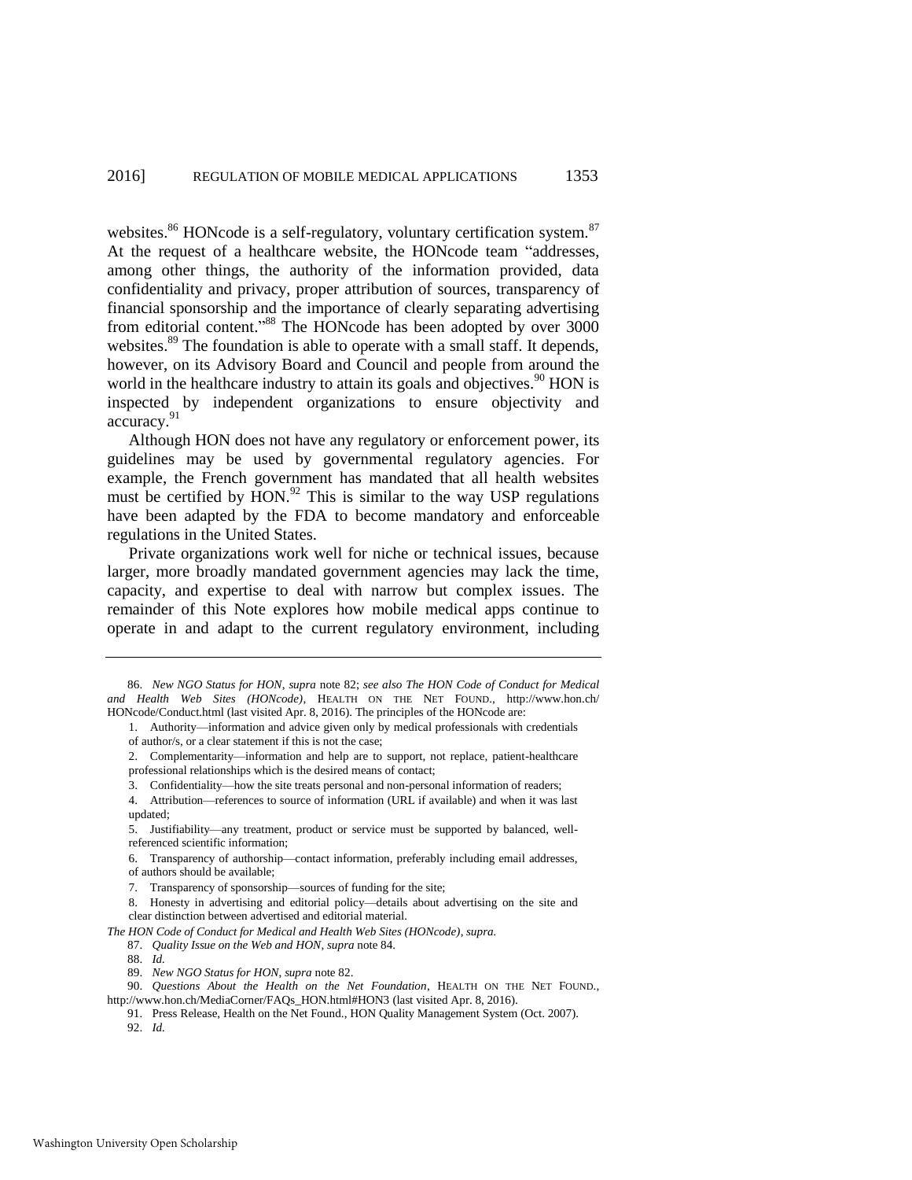websites.[86] HONcode is a self-regulatory, voluntary certification system.[87] At the request of a healthcare website, the HONcode team "addresses, among other things, the authority of the information provided, data confidentiality and privacy, proper attribution of sources, transparency of financial sponsorship and the importance of clearly separating advertising from editorial content."[88] The HONcode has been adopted by over 3000 websites.[89] The foundation is able to operate with a small staff. It depends, however, on its Advisory Board and Council and people from around the world in the healthcare industry to attain its goals and objectives.[90] HON is inspected by independent organizations to ensure objectivity and accuracy.[91]

Although HON does not have any regulatory or enforcement power, its guidelines may be used by governmental regulatory agencies. For example, the French government has mandated that all health websites must be certified by HON.[92] This is similar to the way USP regulations have been adapted by the FDA to become mandatory and enforceable regulations in the United States.

Private organizations work well for niche or technical issues, because larger, more broadly mandated government agencies may lack the time, capacity, and expertise to deal with narrow but complex issues. The remainder of this Note explores how mobile medical apps continue to operate in and adapt to the current regulatory environment, including

---

86. *New NGO Status for HON*, *supra* note 82; *see also The HON Code of Conduct for Medical and Health Web Sites (HONcode)*, HEALTH ON THE NET FOUND., http://www.hon.ch/HONcode/Conduct.html (last visited Apr. 8, 2016). The principles of the HONcode are:

1. Authority—information and advice given only by medical professionals with credentials of author/s, or a clear statement if this is not the case;
2. Complementarity—information and help are to support, not replace, patient-healthcare professional relationships which is the desired means of contact;
3. Confidentiality—how the site treats personal and non-personal information of readers;
4. Attribution—references to source of information (URL if available) and when it was last updated;
5. Justifiability—any treatment, product or service must be supported by balanced, well-referenced scientific information;
6. Transparency of authorship—contact information, preferably including email addresses, of authors should be available;
7. Transparency of sponsorship—sources of funding for the site;
8. Honesty in advertising and editorial policy—details about advertising on the site and clear distinction between advertised and editorial material.

*The HON Code of Conduct for Medical and Health Web Sites (HONcode)*, *supra*.

87. *Quality Issue on the Web and HON*, *supra* note 84.

88. *Id.*

89. *New NGO Status for HON*, *supra* note 82.

90. *Questions About the Health on the Net Foundation*, HEALTH ON THE NET FOUND., http://www.hon.ch/MediaCorner/FAQs_HON.html#HON3 (last visited Apr. 8, 2016).

91. Press Release, Health on the Net Found., HON Quality Management System (Oct. 2007).

92. *Id.*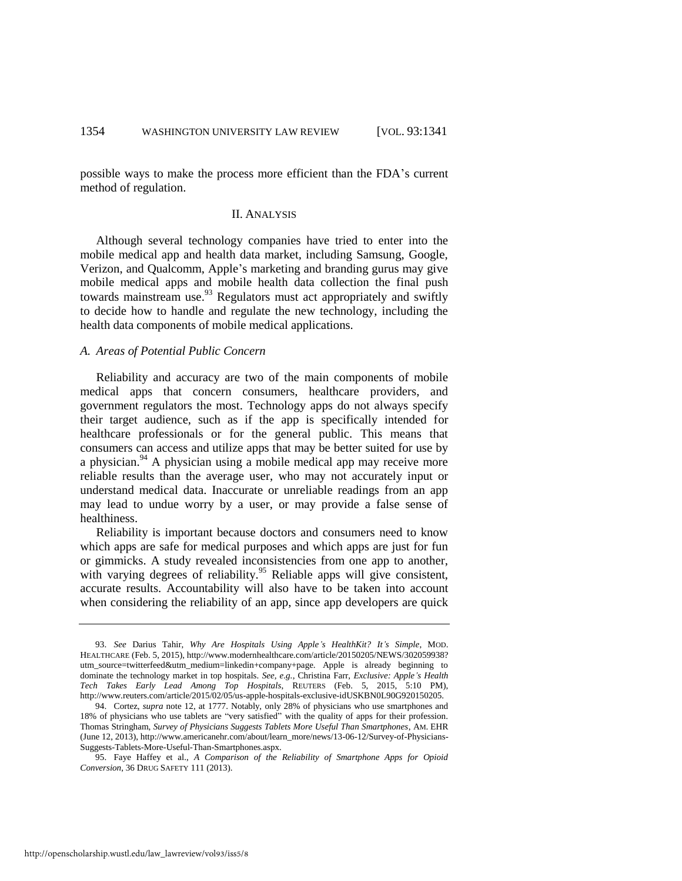possible ways to make the process more efficient than the FDA's current method of regulation.

## II. ANALYSIS

Although several technology companies have tried to enter into the mobile medical app and health data market, including Samsung, Google, Verizon, and Qualcomm, Apple's marketing and branding gurus may give mobile medical apps and mobile health data collection the final push towards mainstream use.[93] Regulators must act appropriately and swiftly to decide how to handle and regulate the new technology, including the health data components of mobile medical applications.

### *A. Areas of Potential Public Concern*

Reliability and accuracy are two of the main components of mobile medical apps that concern consumers, healthcare providers, and government regulators the most. Technology apps do not always specify their target audience, such as if the app is specifically intended for healthcare professionals or for the general public. This means that consumers can access and utilize apps that may be better suited for use by a physician.[94] A physician using a mobile medical app may receive more reliable results than the average user, who may not accurately input or understand medical data. Inaccurate or unreliable readings from an app may lead to undue worry by a user, or may provide a false sense of healthiness.

Reliability is important because doctors and consumers need to know which apps are safe for medical purposes and which apps are just for fun or gimmicks. A study revealed inconsistencies from one app to another, with varying degrees of reliability.[95] Reliable apps will give consistent, accurate results. Accountability will also have to be taken into account when considering the reliability of an app, since app developers are quick

---

93. *See* Darius Tahir, *Why Are Hospitals Using Apple's HealthKit? It's Simple*, MOD. HEALTHCARE (Feb. 5, 2015), http://www.modernhealthcare.com/article/20150205/NEWS/302059938?utm_source=twitterfeed&utm_medium=linkedin+company+page. Apple is already beginning to dominate the technology market in top hospitals. *See, e.g.*, Christina Farr, *Exclusive: Apple's Health Tech Takes Early Lead Among Top Hospitals*, REUTERS (Feb. 5, 2015, 5:10 PM), http://www.reuters.com/article/2015/02/05/us-apple-hospitals-exclusive-idUSKBN0L90G920150205.

94. Cortez, *supra* note 12, at 1777. Notably, only 28% of physicians who use smartphones and 18% of physicians who use tablets are "very satisfied" with the quality of apps for their profession. Thomas Stringham, *Survey of Physicians Suggests Tablets More Useful Than Smartphones*, AM. EHR (June 12, 2013), http://www.americanehr.com/about/learn_more/news/13-06-12/Survey-of-Physicians-Suggests-Tablets-More-Useful-Than-Smartphones.aspx.

95. Faye Haffey et al., *A Comparison of the Reliability of Smartphone Apps for Opioid Conversion*, 36 DRUG SAFETY 111 (2013).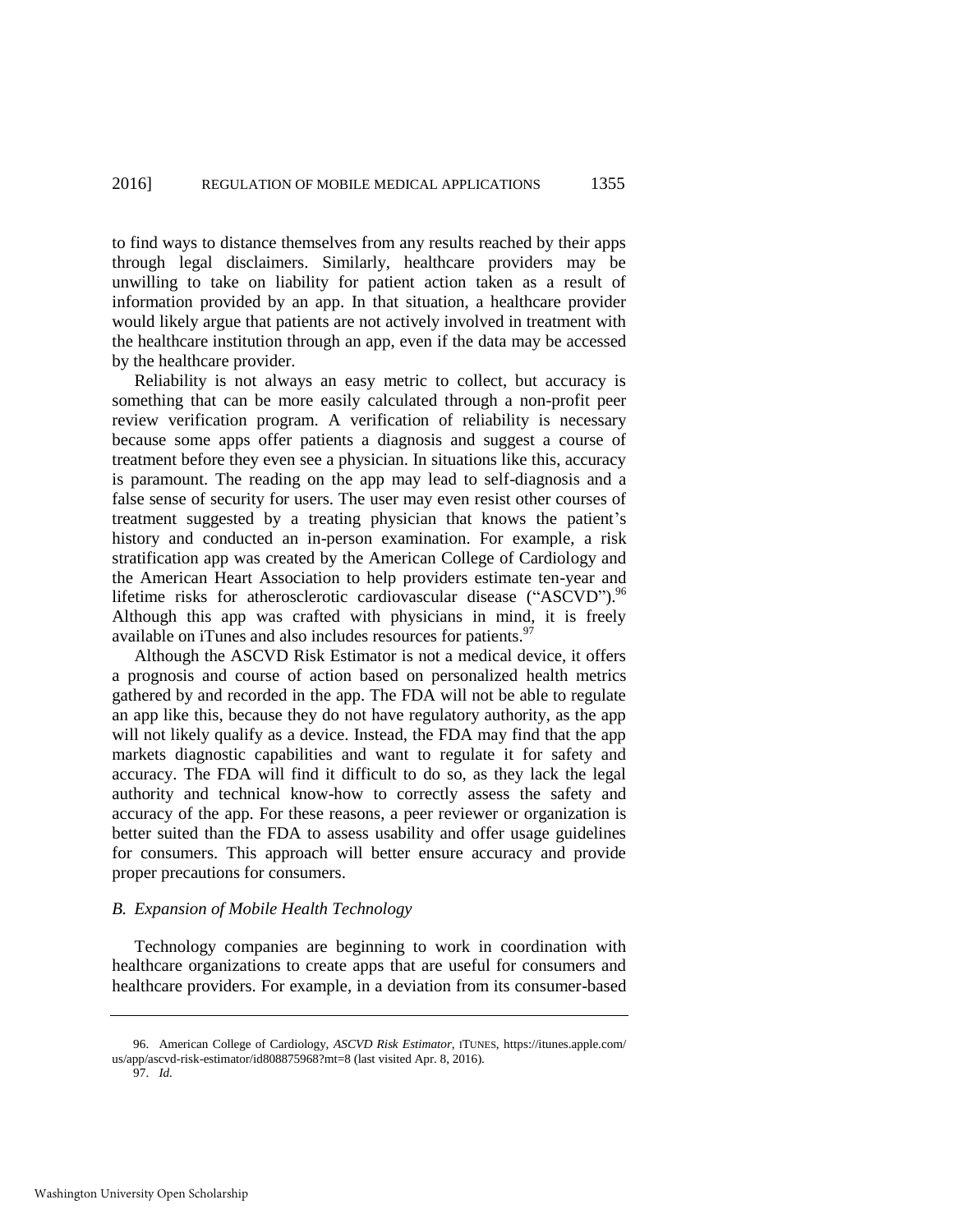to find ways to distance themselves from any results reached by their apps through legal disclaimers. Similarly, healthcare providers may be unwilling to take on liability for patient action taken as a result of information provided by an app. In that situation, a healthcare provider would likely argue that patients are not actively involved in treatment with the healthcare institution through an app, even if the data may be accessed by the healthcare provider.

Reliability is not always an easy metric to collect, but accuracy is something that can be more easily calculated through a non-profit peer review verification program. A verification of reliability is necessary because some apps offer patients a diagnosis and suggest a course of treatment before they even see a physician. In situations like this, accuracy is paramount. The reading on the app may lead to self-diagnosis and a false sense of security for users. The user may even resist other courses of treatment suggested by a treating physician that knows the patient's history and conducted an in-person examination. For example, a risk stratification app was created by the American College of Cardiology and the American Heart Association to help providers estimate ten-year and lifetime risks for atherosclerotic cardiovascular disease ("ASCVD").[96] Although this app was crafted with physicians in mind, it is freely available on iTunes and also includes resources for patients.[97]

Although the ASCVD Risk Estimator is not a medical device, it offers a prognosis and course of action based on personalized health metrics gathered by and recorded in the app. The FDA will not be able to regulate an app like this, because they do not have regulatory authority, as the app will not likely qualify as a device. Instead, the FDA may find that the app markets diagnostic capabilities and want to regulate it for safety and accuracy. The FDA will find it difficult to do so, as they lack the legal authority and technical know-how to correctly assess the safety and accuracy of the app. For these reasons, a peer reviewer or organization is better suited than the FDA to assess usability and offer usage guidelines for consumers. This approach will better ensure accuracy and provide proper precautions for consumers.

### *B. Expansion of Mobile Health Technology*

Technology companies are beginning to work in coordination with healthcare organizations to create apps that are useful for consumers and healthcare providers. For example, in a deviation from its consumer-based

---

96. American College of Cardiology, *ASCVD Risk Estimator*, ITUNES, https://itunes.apple.com/us/app/ascvd-risk-estimator/id808875968?mt=8 (last visited Apr. 8, 2016).

97. *Id.*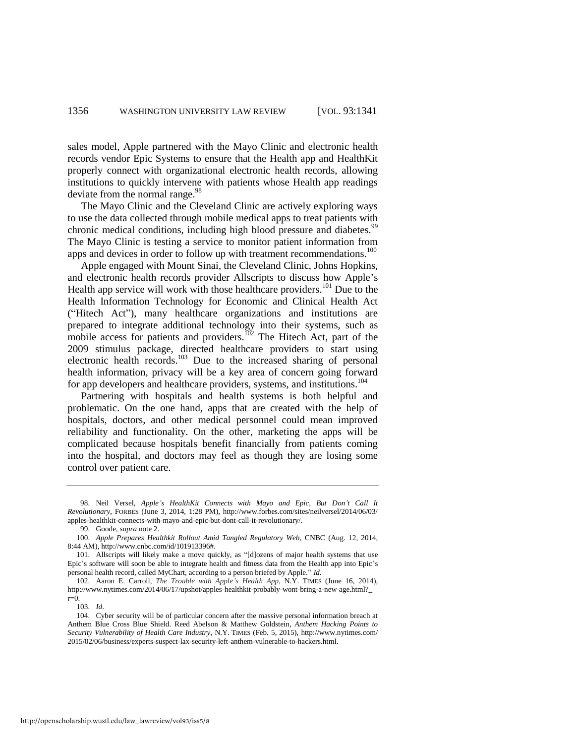sales model, Apple partnered with the Mayo Clinic and electronic health records vendor Epic Systems to ensure that the Health app and HealthKit properly connect with organizational electronic health records, allowing institutions to quickly intervene with patients whose Health app readings deviate from the normal range.[98]

The Mayo Clinic and the Cleveland Clinic are actively exploring ways to use the data collected through mobile medical apps to treat patients with chronic medical conditions, including high blood pressure and diabetes.[99] The Mayo Clinic is testing a service to monitor patient information from apps and devices in order to follow up with treatment recommendations.[100]

Apple engaged with Mount Sinai, the Cleveland Clinic, Johns Hopkins, and electronic health records provider Allscripts to discuss how Apple's Health app service will work with those healthcare providers.[101] Due to the Health Information Technology for Economic and Clinical Health Act ("Hitech Act"), many healthcare organizations and institutions are prepared to integrate additional technology into their systems, such as mobile access for patients and providers.[102] The Hitech Act, part of the 2009 stimulus package, directed healthcare providers to start using electronic health records.[103] Due to the increased sharing of personal health information, privacy will be a key area of concern going forward for app developers and healthcare providers, systems, and institutions.[104]

Partnering with hospitals and health systems is both helpful and problematic. On the one hand, apps that are created with the help of hospitals, doctors, and other medical personnel could mean improved reliability and functionality. On the other, marketing the apps will be complicated because hospitals benefit financially from patients coming into the hospital, and doctors may feel as though they are losing some control over patient care.

---

98. Neil Versel, *Apple's HealthKit Connects with Mayo and Epic, But Don't Call It Revolutionary*, FORBES (June 3, 2014, 1:28 PM), http://www.forbes.com/sites/neilversel/2014/06/03/apples-healthkit-connects-with-mayo-and-epic-but-dont-call-it-revolutionary/.

99. Goode, *supra* note 2.

100. *Apple Prepares Healthkit Rollout Amid Tangled Regulatory Web*, CNBC (Aug. 12, 2014, 8:44 AM), http://www.cnbc.com/id/101913396#.

101. Allscripts will likely make a move quickly, as "[d]ozens of major health systems that use Epic's software will soon be able to integrate health and fitness data from the Health app into Epic's personal health record, called MyChart, according to a person briefed by Apple." *Id.*

102. Aaron E. Carroll, *The Trouble with Apple's Health App*, N.Y. TIMES (June 16, 2014), http://www.nytimes.com/2014/06/17/upshot/apples-healthkit-probably-wont-bring-a-new-age.html?_r=0.

103. *Id*.

104. Cyber security will be of particular concern after the massive personal information breach at Anthem Blue Cross Blue Shield. Reed Abelson & Matthew Goldstein, *Anthem Hacking Points to Security Vulnerability of Health Care Industry*, N.Y. TIMES (Feb. 5, 2015), http://www.nytimes.com/2015/02/06/business/experts-suspect-lax-security-left-anthem-vulnerable-to-hackers.html.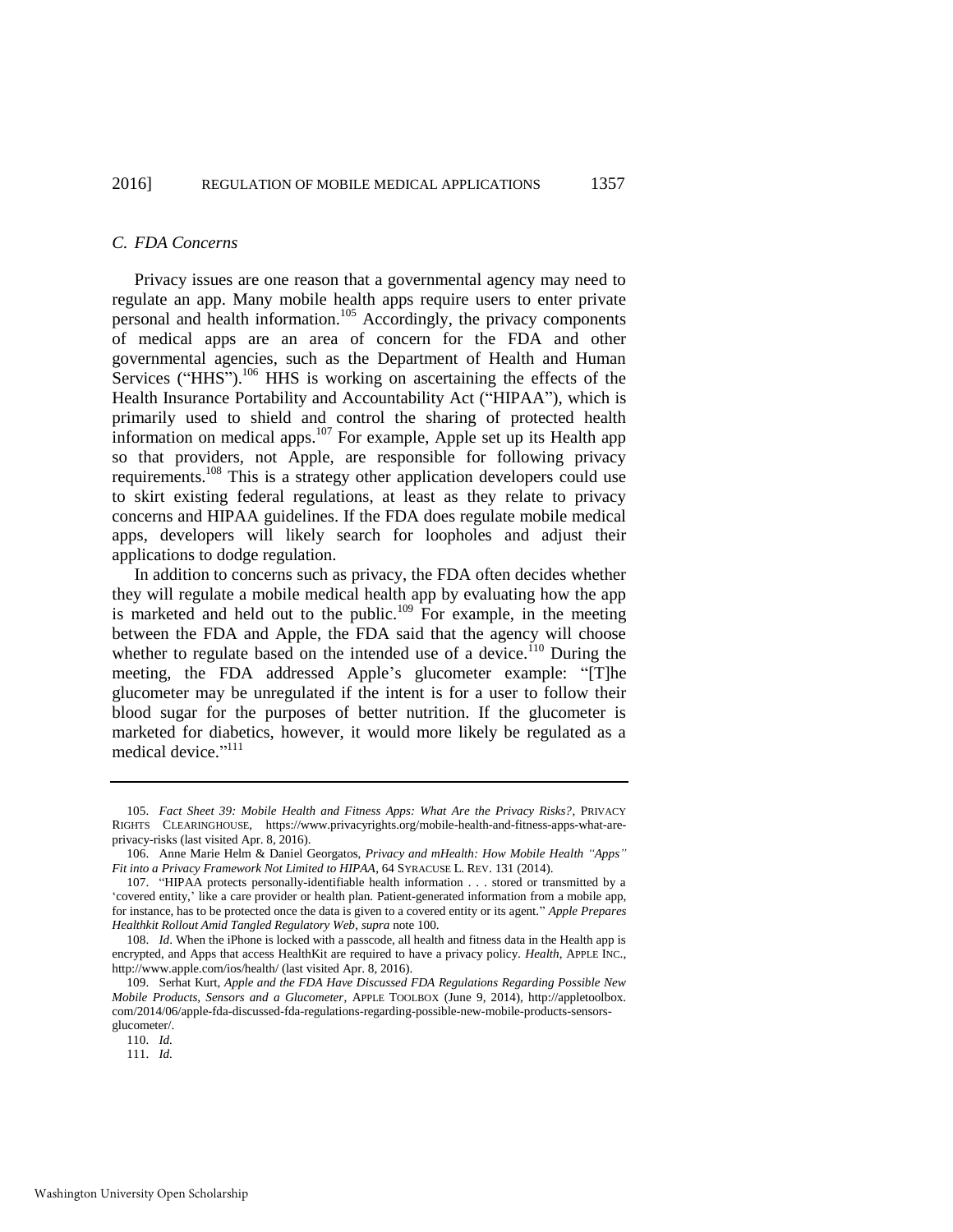### *C. FDA Concerns*

Privacy issues are one reason that a governmental agency may need to regulate an app. Many mobile health apps require users to enter private personal and health information.[105] Accordingly, the privacy components of medical apps are an area of concern for the FDA and other governmental agencies, such as the Department of Health and Human Services ("HHS").[106] HHS is working on ascertaining the effects of the Health Insurance Portability and Accountability Act ("HIPAA"), which is primarily used to shield and control the sharing of protected health information on medical apps.[107] For example, Apple set up its Health app so that providers, not Apple, are responsible for following privacy requirements.[108] This is a strategy other application developers could use to skirt existing federal regulations, at least as they relate to privacy concerns and HIPAA guidelines. If the FDA does regulate mobile medical apps, developers will likely search for loopholes and adjust their applications to dodge regulation.

In addition to concerns such as privacy, the FDA often decides whether they will regulate a mobile medical health app by evaluating how the app is marketed and held out to the public.[109] For example, in the meeting between the FDA and Apple, the FDA said that the agency will choose whether to regulate based on the intended use of a device.[110] During the meeting, the FDA addressed Apple's glucometer example: "[T]he glucometer may be unregulated if the intent is for a user to follow their blood sugar for the purposes of better nutrition. If the glucometer is marketed for diabetics, however, it would more likely be regulated as a medical device."[111]

---

105. *Fact Sheet 39: Mobile Health and Fitness Apps: What Are the Privacy Risks?*, PRIVACY RIGHTS CLEARINGHOUSE, https://www.privacyrights.org/mobile-health-and-fitness-apps-what-are-privacy-risks (last visited Apr. 8, 2016).

106. Anne Marie Helm & Daniel Georgatos, *Privacy and mHealth: How Mobile Health "Apps" Fit into a Privacy Framework Not Limited to HIPAA*, 64 SYRACUSE L. REV. 131 (2014).

107. "HIPAA protects personally-identifiable health information . . . stored or transmitted by a 'covered entity,' like a care provider or health plan. Patient-generated information from a mobile app, for instance, has to be protected once the data is given to a covered entity or its agent." *Apple Prepares Healthkit Rollout Amid Tangled Regulatory Web*, *supra* note 100.

108. *Id*. When the iPhone is locked with a passcode, all health and fitness data in the Health app is encrypted, and Apps that access HealthKit are required to have a privacy policy. *Health*, APPLE INC., http://www.apple.com/ios/health/ (last visited Apr. 8, 2016).

109. Serhat Kurt, *Apple and the FDA Have Discussed FDA Regulations Regarding Possible New Mobile Products, Sensors and a Glucometer*, APPLE TOOLBOX (June 9, 2014), http://appletoolbox.com/2014/06/apple-fda-discussed-fda-regulations-regarding-possible-new-mobile-products-sensors-glucometer/.

110. *Id.*

111. *Id.*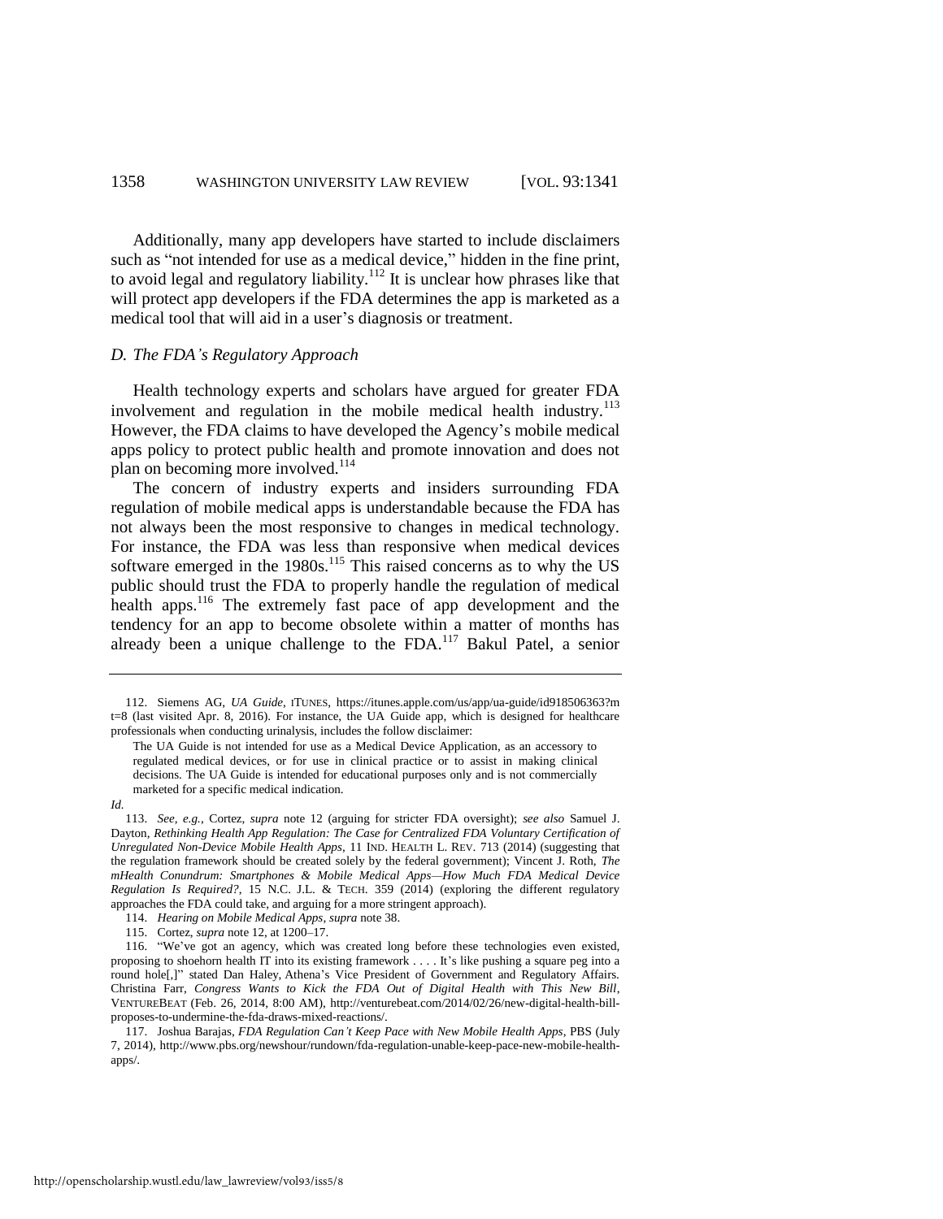Additionally, many app developers have started to include disclaimers such as "not intended for use as a medical device," hidden in the fine print, to avoid legal and regulatory liability.[112] It is unclear how phrases like that will protect app developers if the FDA determines the app is marketed as a medical tool that will aid in a user's diagnosis or treatment.

### *D. The FDA's Regulatory Approach*

Health technology experts and scholars have argued for greater FDA involvement and regulation in the mobile medical health industry.[113] However, the FDA claims to have developed the Agency's mobile medical apps policy to protect public health and promote innovation and does not plan on becoming more involved.[114]

The concern of industry experts and insiders surrounding FDA regulation of mobile medical apps is understandable because the FDA has not always been the most responsive to changes in medical technology. For instance, the FDA was less than responsive when medical devices software emerged in the 1980s.[115] This raised concerns as to why the US public should trust the FDA to properly handle the regulation of medical health apps.[116] The extremely fast pace of app development and the tendency for an app to become obsolete within a matter of months has already been a unique challenge to the FDA.[117] Bakul Patel, a senior

---

112. Siemens AG, *UA Guide*, ITUNES, https://itunes.apple.com/us/app/ua-guide/id918506363?mt=8 (last visited Apr. 8, 2016). For instance, the UA Guide app, which is designed for healthcare professionals when conducting urinalysis, includes the follow disclaimer:

> The UA Guide is not intended for use as a Medical Device Application, as an accessory to regulated medical devices, or for use in clinical practice or to assist in making clinical decisions. The UA Guide is intended for educational purposes only and is not commercially marketed for a specific medical indication.

*Id.*

113. *See, e.g.*, Cortez, *supra* note 12 (arguing for stricter FDA oversight); *see also* Samuel J. Dayton, *Rethinking Health App Regulation: The Case for Centralized FDA Voluntary Certification of Unregulated Non-Device Mobile Health Apps*, 11 IND. HEALTH L. REV. 713 (2014) (suggesting that the regulation framework should be created solely by the federal government); Vincent J. Roth, *The mHealth Conundrum: Smartphones & Mobile Medical Apps—How Much FDA Medical Device Regulation Is Required?*, 15 N.C. J.L. & TECH. 359 (2014) (exploring the different regulatory approaches the FDA could take, and arguing for a more stringent approach).

114. *Hearing on Mobile Medical Apps*, *supra* note 38.

115. Cortez, *supra* note 12, at 1200–17.

116. "We've got an agency, which was created long before these technologies even existed, proposing to shoehorn health IT into its existing framework . . . . It's like pushing a square peg into a round hole[,]" stated Dan Haley, Athena's Vice President of Government and Regulatory Affairs. Christina Farr, *Congress Wants to Kick the FDA Out of Digital Health with This New Bill*, VENTUREBEAT (Feb. 26, 2014, 8:00 AM), http://venturebeat.com/2014/02/26/new-digital-health-bill-proposes-to-undermine-the-fda-draws-mixed-reactions/.

117. Joshua Barajas, *FDA Regulation Can't Keep Pace with New Mobile Health Apps*, PBS (July 7, 2014), http://www.pbs.org/newshour/rundown/fda-regulation-unable-keep-pace-new-mobile-health-apps/.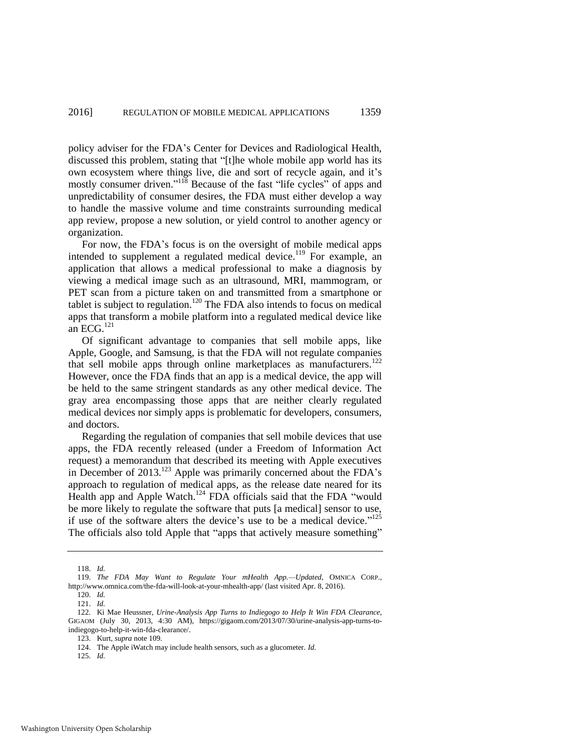policy adviser for the FDA's Center for Devices and Radiological Health, discussed this problem, stating that "[t]he whole mobile app world has its own ecosystem where things live, die and sort of recycle again, and it's mostly consumer driven."[118] Because of the fast "life cycles" of apps and unpredictability of consumer desires, the FDA must either develop a way to handle the massive volume and time constraints surrounding medical app review, propose a new solution, or yield control to another agency or organization.

For now, the FDA's focus is on the oversight of mobile medical apps intended to supplement a regulated medical device.[119] For example, an application that allows a medical professional to make a diagnosis by viewing a medical image such as an ultrasound, MRI, mammogram, or PET scan from a picture taken on and transmitted from a smartphone or tablet is subject to regulation.[120] The FDA also intends to focus on medical apps that transform a mobile platform into a regulated medical device like an ECG.[121]

Of significant advantage to companies that sell mobile apps, like Apple, Google, and Samsung, is that the FDA will not regulate companies that sell mobile apps through online marketplaces as manufacturers.[122] However, once the FDA finds that an app is a medical device, the app will be held to the same stringent standards as any other medical device. The gray area encompassing those apps that are neither clearly regulated medical devices nor simply apps is problematic for developers, consumers, and doctors.

Regarding the regulation of companies that sell mobile devices that use apps, the FDA recently released (under a Freedom of Information Act request) a memorandum that described its meeting with Apple executives in December of 2013.[123] Apple was primarily concerned about the FDA's approach to regulation of medical apps, as the release date neared for its Health app and Apple Watch.[124] FDA officials said that the FDA "would be more likely to regulate the software that puts [a medical] sensor to use, if use of the software alters the device's use to be a medical device."[125] The officials also told Apple that "apps that actively measure something"

---

118. *Id.*

119. *The FDA May Want to Regulate Your mHealth App.—Updated*, OMNICA CORP., http://www.omnica.com/the-fda-will-look-at-your-mhealth-app/ (last visited Apr. 8, 2016).

120. *Id.*

121. *Id.*

122. Ki Mae Heussner, *Urine-Analysis App Turns to Indiegogo to Help It Win FDA Clearance*, GIGAOM (July 30, 2013, 4:30 AM), https://gigaom.com/2013/07/30/urine-analysis-app-turns-to-indiegogo-to-help-it-win-fda-clearance/.

123. Kurt, *supra* note 109.

124. The Apple iWatch may include health sensors, such as a glucometer. *Id.*

125. *Id.*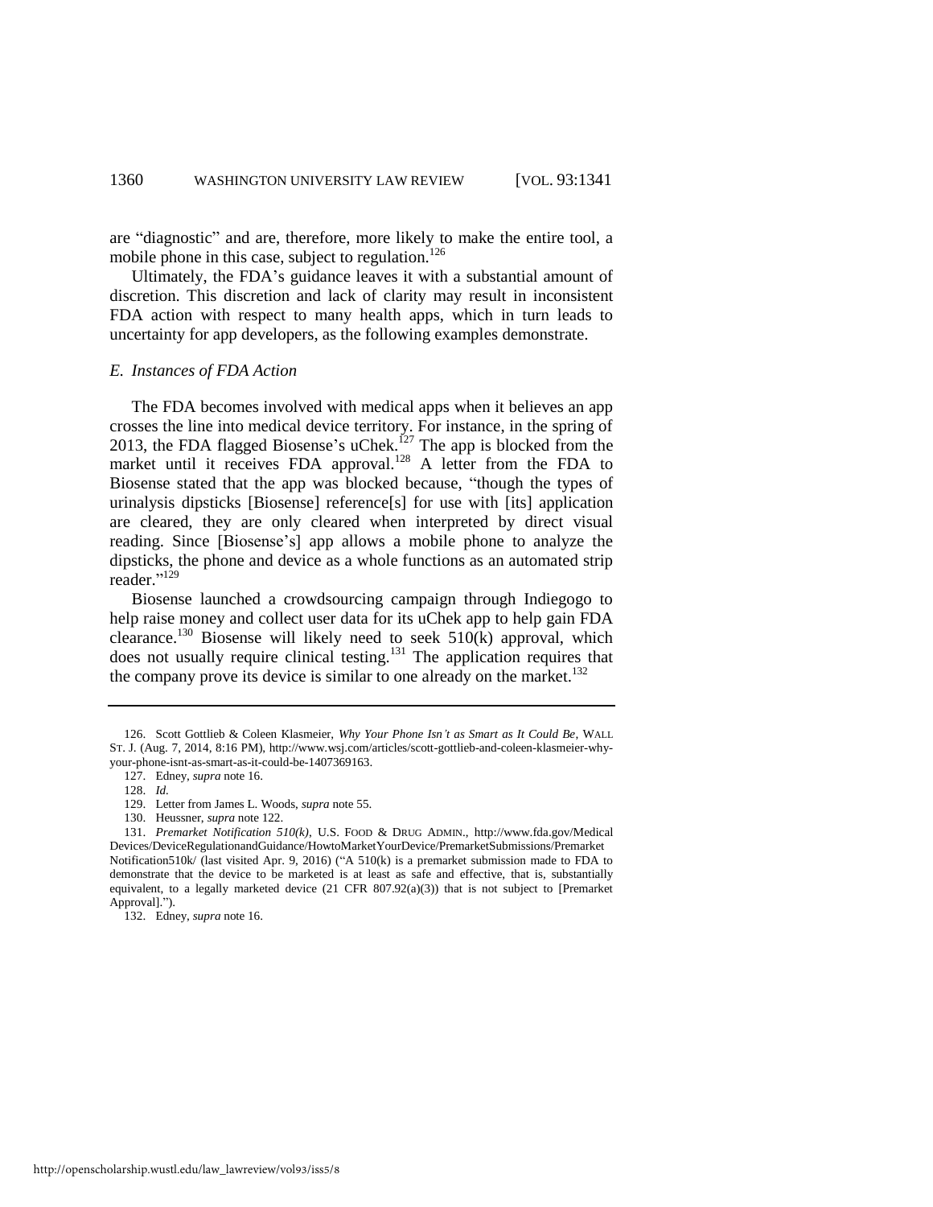are "diagnostic" and are, therefore, more likely to make the entire tool, a mobile phone in this case, subject to regulation.[126]

Ultimately, the FDA's guidance leaves it with a substantial amount of discretion. This discretion and lack of clarity may result in inconsistent FDA action with respect to many health apps, which in turn leads to uncertainty for app developers, as the following examples demonstrate.

### *E. Instances of FDA Action*

The FDA becomes involved with medical apps when it believes an app crosses the line into medical device territory. For instance, in the spring of 2013, the FDA flagged Biosense's uChek.[127] The app is blocked from the market until it receives FDA approval.[128] A letter from the FDA to Biosense stated that the app was blocked because, "though the types of urinalysis dipsticks [Biosense] reference[s] for use with [its] application are cleared, they are only cleared when interpreted by direct visual reading. Since [Biosense's] app allows a mobile phone to analyze the dipsticks, the phone and device as a whole functions as an automated strip reader."[129]

Biosense launched a crowdsourcing campaign through Indiegogo to help raise money and collect user data for its uChek app to help gain FDA clearance.[130] Biosense will likely need to seek 510(k) approval, which does not usually require clinical testing.[131] The application requires that the company prove its device is similar to one already on the market.[132]

---

126. Scott Gottlieb & Coleen Klasmeier, *Why Your Phone Isn't as Smart as It Could Be*, WALL ST. J. (Aug. 7, 2014, 8:16 PM), http://www.wsj.com/articles/scott-gottlieb-and-coleen-klasmeier-why-your-phone-isnt-as-smart-as-it-could-be-1407369163.

127. Edney, *supra* note 16.

128. *Id.*

129. Letter from James L. Woods, *supra* note 55.

130. Heussner, *supra* note 122.

131. *Premarket Notification 510(k)*, U.S. FOOD & DRUG ADMIN., http://www.fda.gov/MedicalDevices/DeviceRegulationandGuidance/HowtoMarketYourDevice/PremarketSubmissions/PremarketNotification510k/ (last visited Apr. 9, 2016) ("A 510(k) is a premarket submission made to FDA to demonstrate that the device to be marketed is at least as safe and effective, that is, substantially equivalent, to a legally marketed device (21 CFR 807.92(a)(3)) that is not subject to [Premarket Approval].").

132. Edney, *supra* note 16.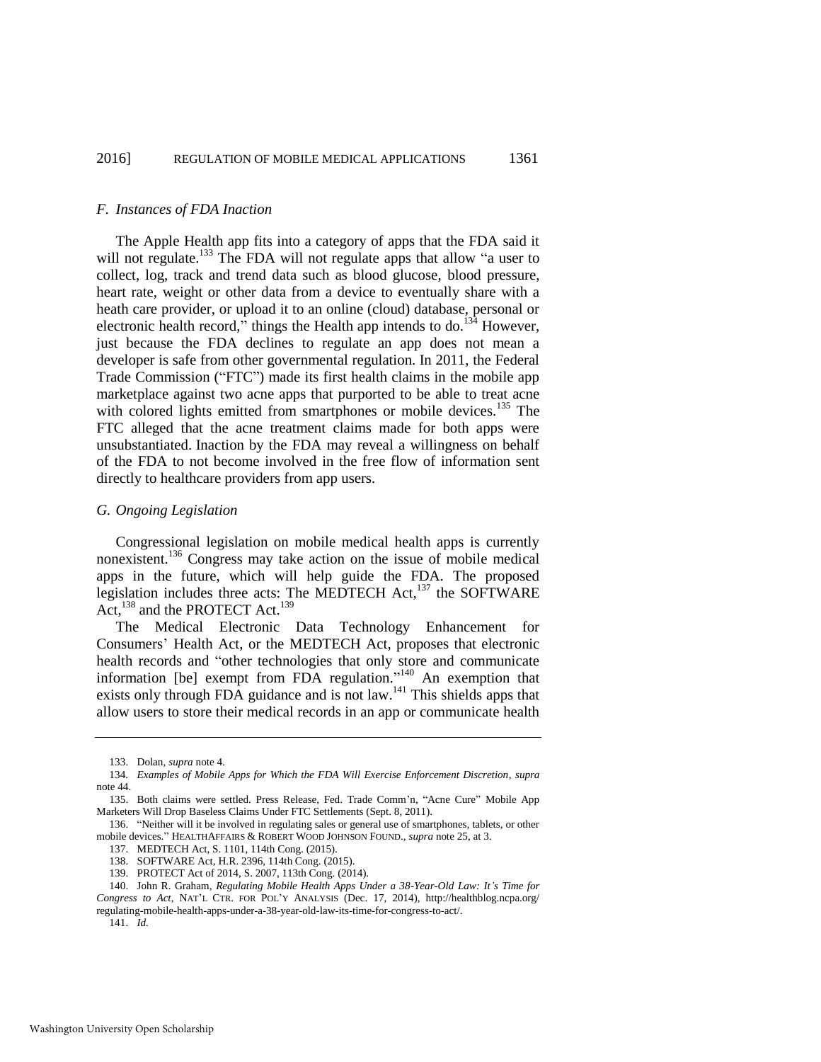### *F. Instances of FDA Inaction*

The Apple Health app fits into a category of apps that the FDA said it will not regulate.[133] The FDA will not regulate apps that allow "a user to collect, log, track and trend data such as blood glucose, blood pressure, heart rate, weight or other data from a device to eventually share with a heath care provider, or upload it to an online (cloud) database, personal or electronic health record," things the Health app intends to do.[134] However, just because the FDA declines to regulate an app does not mean a developer is safe from other governmental regulation. In 2011, the Federal Trade Commission ("FTC") made its first health claims in the mobile app marketplace against two acne apps that purported to be able to treat acne with colored lights emitted from smartphones or mobile devices.[135] The FTC alleged that the acne treatment claims made for both apps were unsubstantiated. Inaction by the FDA may reveal a willingness on behalf of the FDA to not become involved in the free flow of information sent directly to healthcare providers from app users.

### *G. Ongoing Legislation*

Congressional legislation on mobile medical health apps is currently nonexistent.[136] Congress may take action on the issue of mobile medical apps in the future, which will help guide the FDA. The proposed legislation includes three acts: The MEDTECH Act,[137] the SOFTWARE Act,[138] and the PROTECT Act.[139]

The Medical Electronic Data Technology Enhancement for Consumers' Health Act, or the MEDTECH Act, proposes that electronic health records and "other technologies that only store and communicate information [be] exempt from FDA regulation."[140] An exemption that exists only through FDA guidance and is not law.[141] This shields apps that allow users to store their medical records in an app or communicate health

---

133. Dolan, *supra* note 4.

134. *Examples of Mobile Apps for Which the FDA Will Exercise Enforcement Discretion*, *supra* note 44.

135. Both claims were settled. Press Release, Fed. Trade Comm'n, "Acne Cure" Mobile App Marketers Will Drop Baseless Claims Under FTC Settlements (Sept. 8, 2011).

136. "Neither will it be involved in regulating sales or general use of smartphones, tablets, or other mobile devices." HEALTHAFFAIRS & ROBERT WOOD JOHNSON FOUND., *supra* note 25, at 3.

137. MEDTECH Act, S. 1101, 114th Cong. (2015).

138. SOFTWARE Act, H.R. 2396, 114th Cong. (2015).

139. PROTECT Act of 2014, S. 2007, 113th Cong. (2014).

140. John R. Graham, *Regulating Mobile Health Apps Under a 38-Year-Old Law: It's Time for Congress to Act*, NAT'L CTR. FOR POL'Y ANALYSIS (Dec. 17, 2014), http://healthblog.ncpa.org/regulating-mobile-health-apps-under-a-38-year-old-law-its-time-for-congress-to-act/.

141. *Id.*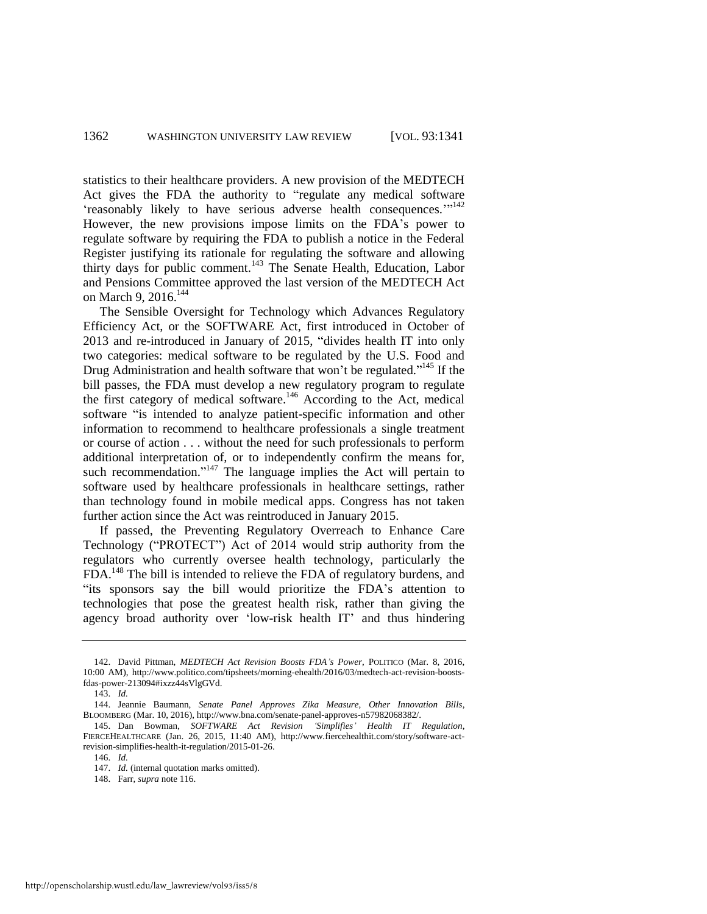statistics to their healthcare providers. A new provision of the MEDTECH Act gives the FDA the authority to "regulate any medical software 'reasonably likely to have serious adverse health consequences.'"[142] However, the new provisions impose limits on the FDA's power to regulate software by requiring the FDA to publish a notice in the Federal Register justifying its rationale for regulating the software and allowing thirty days for public comment.[143] The Senate Health, Education, Labor and Pensions Committee approved the last version of the MEDTECH Act on March 9, 2016.[144]

The Sensible Oversight for Technology which Advances Regulatory Efficiency Act, or the SOFTWARE Act, first introduced in October of 2013 and re-introduced in January of 2015, "divides health IT into only two categories: medical software to be regulated by the U.S. Food and Drug Administration and health software that won't be regulated."[145] If the bill passes, the FDA must develop a new regulatory program to regulate the first category of medical software.[146] According to the Act, medical software "is intended to analyze patient-specific information and other information to recommend to healthcare professionals a single treatment or course of action . . . without the need for such professionals to perform additional interpretation of, or to independently confirm the means for, such recommendation."[147] The language implies the Act will pertain to software used by healthcare professionals in healthcare settings, rather than technology found in mobile medical apps. Congress has not taken further action since the Act was reintroduced in January 2015.

If passed, the Preventing Regulatory Overreach to Enhance Care Technology ("PROTECT") Act of 2014 would strip authority from the regulators who currently oversee health technology, particularly the FDA.[148] The bill is intended to relieve the FDA of regulatory burdens, and "its sponsors say the bill would prioritize the FDA's attention to technologies that pose the greatest health risk, rather than giving the agency broad authority over 'low-risk health IT' and thus hindering

---

142. David Pittman, *MEDTECH Act Revision Boosts FDA's Power*, POLITICO (Mar. 8, 2016, 10:00 AM), http://www.politico.com/tipsheets/morning-ehealth/2016/03/medtech-act-revision-boosts-fdas-power-213094#ixzz44sVlgGVd.

143. *Id.*

144. Jeannie Baumann, *Senate Panel Approves Zika Measure, Other Innovation Bills*, BLOOMBERG (Mar. 10, 2016), http://www.bna.com/senate-panel-approves-n57982068382/.

145. Dan Bowman, *SOFTWARE Act Revision 'Simplifies' Health IT Regulation*, FIERCEHEALTHCARE (Jan. 26, 2015, 11:40 AM), http://www.fiercehealthit.com/story/software-act-revision-simplifies-health-it-regulation/2015-01-26.

146. *Id.*

147. *Id.* (internal quotation marks omitted).

148. Farr, *supra* note 116.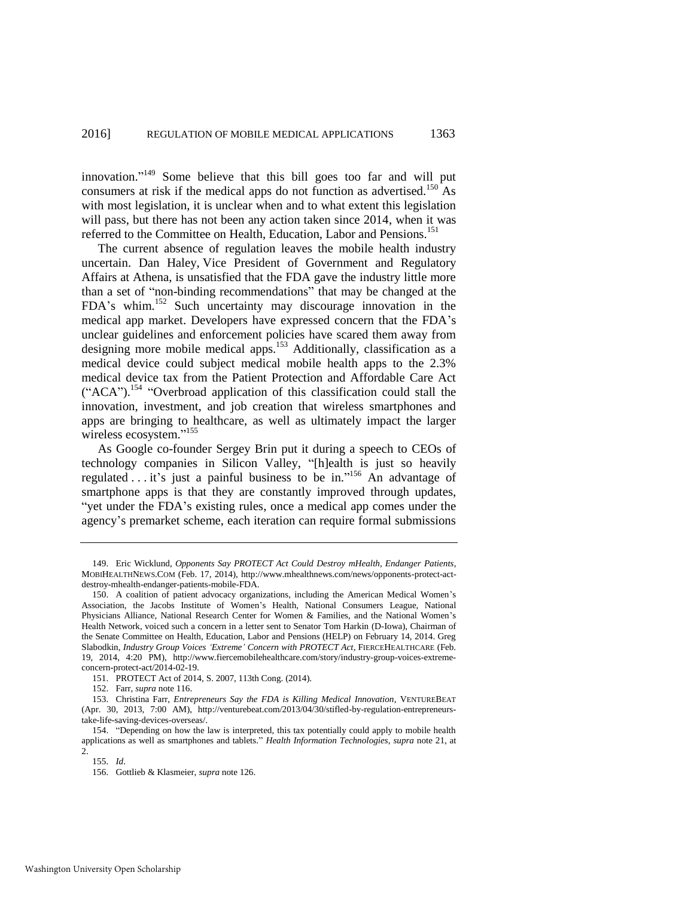innovation."[149] Some believe that this bill goes too far and will put consumers at risk if the medical apps do not function as advertised.[150] As with most legislation, it is unclear when and to what extent this legislation will pass, but there has not been any action taken since 2014, when it was referred to the Committee on Health, Education, Labor and Pensions.[151]

The current absence of regulation leaves the mobile health industry uncertain. Dan Haley, Vice President of Government and Regulatory Affairs at Athena, is unsatisfied that the FDA gave the industry little more than a set of "non-binding recommendations" that may be changed at the FDA's whim.[152] Such uncertainty may discourage innovation in the medical app market. Developers have expressed concern that the FDA's unclear guidelines and enforcement policies have scared them away from designing more mobile medical apps.[153] Additionally, classification as a medical device could subject medical mobile health apps to the 2.3% medical device tax from the Patient Protection and Affordable Care Act ("ACA").[154] "Overbroad application of this classification could stall the innovation, investment, and job creation that wireless smartphones and apps are bringing to healthcare, as well as ultimately impact the larger wireless ecosystem."[155]

As Google co-founder Sergey Brin put it during a speech to CEOs of technology companies in Silicon Valley, "[h]ealth is just so heavily regulated . . . it's just a painful business to be in."[156] An advantage of smartphone apps is that they are constantly improved through updates, "yet under the FDA's existing rules, once a medical app comes under the agency's premarket scheme, each iteration can require formal submissions

---

149. Eric Wicklund, *Opponents Say PROTECT Act Could Destroy mHealth, Endanger Patients*, MOBIHEALTHNEWS.COM (Feb. 17, 2014), http://www.mhealthnews.com/news/opponents-protect-act-destroy-mhealth-endanger-patients-mobile-FDA.

150. A coalition of patient advocacy organizations, including the American Medical Women's Association, the Jacobs Institute of Women's Health, National Consumers League, National Physicians Alliance, National Research Center for Women & Families, and the National Women's Health Network, voiced such a concern in a letter sent to Senator Tom Harkin (D-Iowa), Chairman of the Senate Committee on Health, Education, Labor and Pensions (HELP) on February 14, 2014. Greg Slabodkin, *Industry Group Voices 'Extreme' Concern with PROTECT Act*, FIERCEHEALTHCARE (Feb. 19, 2014, 4:20 PM), http://www.fiercemobilehealthcare.com/story/industry-group-voices-extreme-concern-protect-act/2014-02-19.

151. PROTECT Act of 2014, S. 2007, 113th Cong. (2014).

152. Farr, *supra* note 116.

153. Christina Farr, *Entrepreneurs Say the FDA is Killing Medical Innovation*, VENTUREBEAT (Apr. 30, 2013, 7:00 AM), http://venturebeat.com/2013/04/30/stifled-by-regulation-entrepreneurs-take-life-saving-devices-overseas/.

154. "Depending on how the law is interpreted, this tax potentially could apply to mobile health applications as well as smartphones and tablets." *Health Information Technologies*, *supra* note 21, at 2.

155. *Id*.

156. Gottlieb & Klasmeier, *supra* note 126.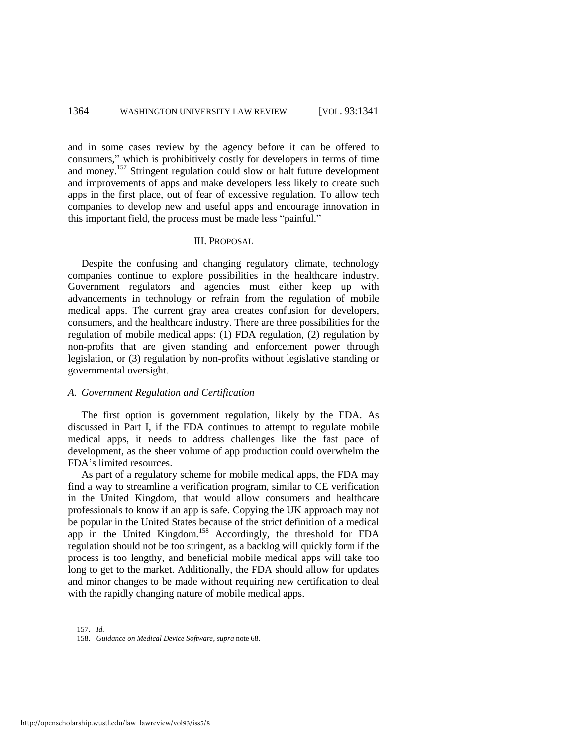and in some cases review by the agency before it can be offered to consumers," which is prohibitively costly for developers in terms of time and money.[157] Stringent regulation could slow or halt future development and improvements of apps and make developers less likely to create such apps in the first place, out of fear of excessive regulation. To allow tech companies to develop new and useful apps and encourage innovation in this important field, the process must be made less "painful."

## III. PROPOSAL

Despite the confusing and changing regulatory climate, technology companies continue to explore possibilities in the healthcare industry. Government regulators and agencies must either keep up with advancements in technology or refrain from the regulation of mobile medical apps. The current gray area creates confusion for developers, consumers, and the healthcare industry. There are three possibilities for the regulation of mobile medical apps: (1) FDA regulation, (2) regulation by non-profits that are given standing and enforcement power through legislation, or (3) regulation by non-profits without legislative standing or governmental oversight.

### *A. Government Regulation and Certification*

The first option is government regulation, likely by the FDA. As discussed in Part I, if the FDA continues to attempt to regulate mobile medical apps, it needs to address challenges like the fast pace of development, as the sheer volume of app production could overwhelm the FDA's limited resources.

As part of a regulatory scheme for mobile medical apps, the FDA may find a way to streamline a verification program, similar to CE verification in the United Kingdom, that would allow consumers and healthcare professionals to know if an app is safe. Copying the UK approach may not be popular in the United States because of the strict definition of a medical app in the United Kingdom.[158] Accordingly, the threshold for FDA regulation should not be too stringent, as a backlog will quickly form if the process is too lengthy, and beneficial mobile medical apps will take too long to get to the market. Additionally, the FDA should allow for updates and minor changes to be made without requiring new certification to deal with the rapidly changing nature of mobile medical apps.

---

157. *Id.*

158. *Guidance on Medical Device Software*, *supra* note 68.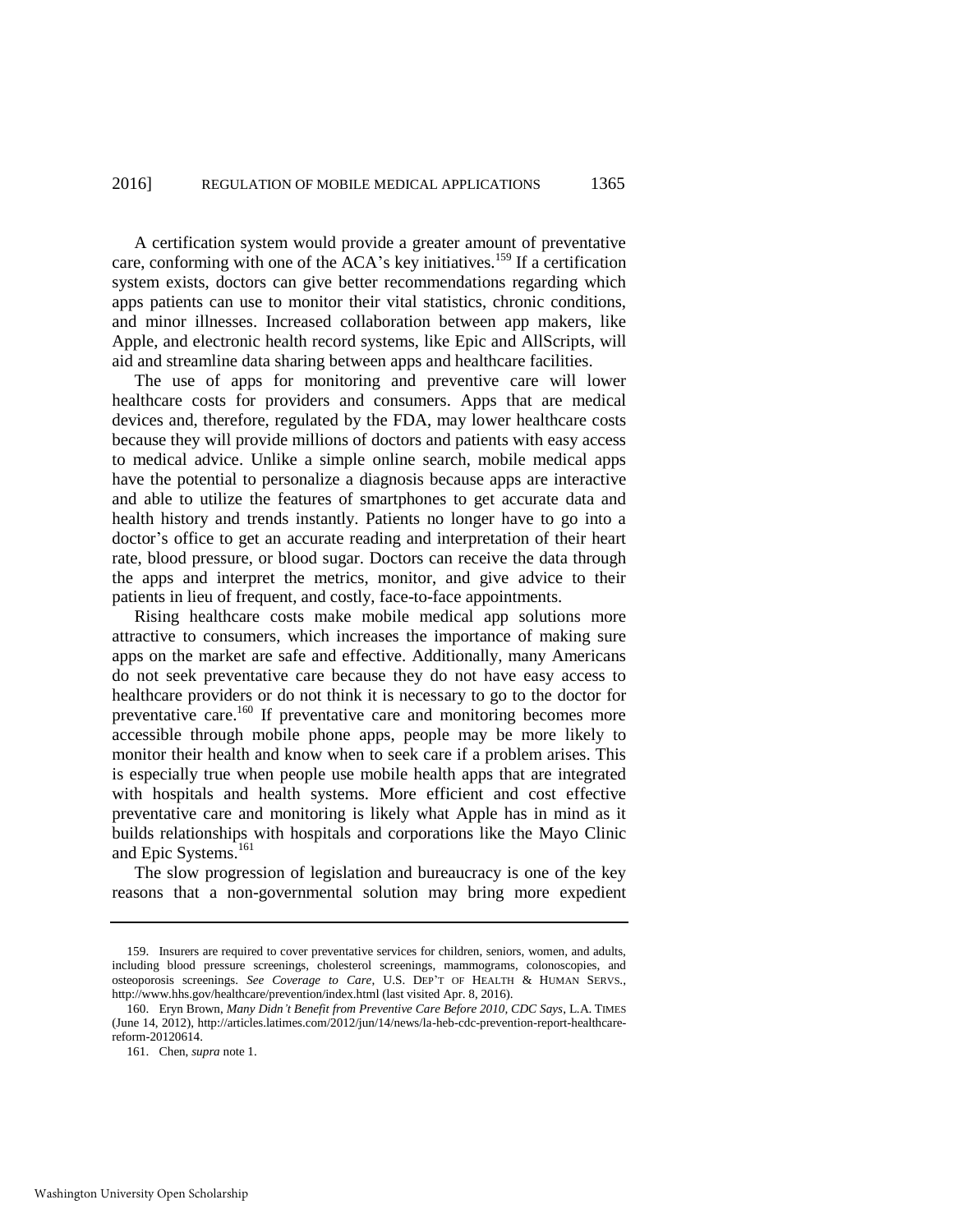A certification system would provide a greater amount of preventative care, conforming with one of the ACA's key initiatives.[159] If a certification system exists, doctors can give better recommendations regarding which apps patients can use to monitor their vital statistics, chronic conditions, and minor illnesses. Increased collaboration between app makers, like Apple, and electronic health record systems, like Epic and AllScripts, will aid and streamline data sharing between apps and healthcare facilities.

The use of apps for monitoring and preventive care will lower healthcare costs for providers and consumers. Apps that are medical devices and, therefore, regulated by the FDA, may lower healthcare costs because they will provide millions of doctors and patients with easy access to medical advice. Unlike a simple online search, mobile medical apps have the potential to personalize a diagnosis because apps are interactive and able to utilize the features of smartphones to get accurate data and health history and trends instantly. Patients no longer have to go into a doctor's office to get an accurate reading and interpretation of their heart rate, blood pressure, or blood sugar. Doctors can receive the data through the apps and interpret the metrics, monitor, and give advice to their patients in lieu of frequent, and costly, face-to-face appointments.

Rising healthcare costs make mobile medical app solutions more attractive to consumers, which increases the importance of making sure apps on the market are safe and effective. Additionally, many Americans do not seek preventative care because they do not have easy access to healthcare providers or do not think it is necessary to go to the doctor for preventative care.[160] If preventative care and monitoring becomes more accessible through mobile phone apps, people may be more likely to monitor their health and know when to seek care if a problem arises. This is especially true when people use mobile health apps that are integrated with hospitals and health systems. More efficient and cost effective preventative care and monitoring is likely what Apple has in mind as it builds relationships with hospitals and corporations like the Mayo Clinic and Epic Systems.[161]

The slow progression of legislation and bureaucracy is one of the key reasons that a non-governmental solution may bring more expedient

---

159. Insurers are required to cover preventative services for children, seniors, women, and adults, including blood pressure screenings, cholesterol screenings, mammograms, colonoscopies, and osteoporosis screenings. *See Coverage to Care*, U.S. DEP'T OF HEALTH & HUMAN SERVS., http://www.hhs.gov/healthcare/prevention/index.html (last visited Apr. 8, 2016).

160. Eryn Brown, *Many Didn't Benefit from Preventive Care Before 2010, CDC Says*, L.A. TIMES (June 14, 2012), http://articles.latimes.com/2012/jun/14/news/la-heb-cdc-prevention-report-healthcare-reform-20120614.

161. Chen, *supra* note 1.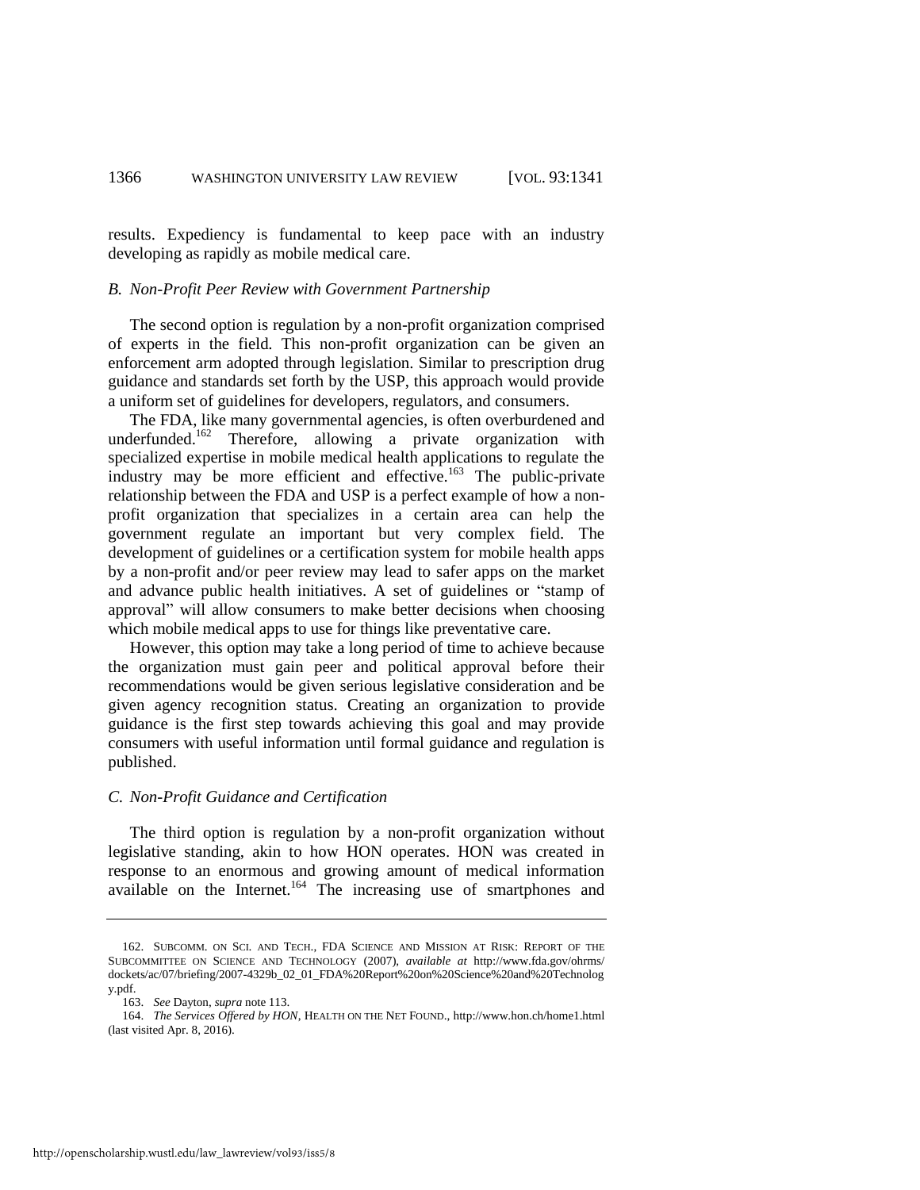results. Expediency is fundamental to keep pace with an industry developing as rapidly as mobile medical care.

### *B. Non-Profit Peer Review with Government Partnership*

The second option is regulation by a non-profit organization comprised of experts in the field. This non-profit organization can be given an enforcement arm adopted through legislation. Similar to prescription drug guidance and standards set forth by the USP, this approach would provide a uniform set of guidelines for developers, regulators, and consumers.

The FDA, like many governmental agencies, is often overburdened and underfunded.[162] Therefore, allowing a private organization with specialized expertise in mobile medical health applications to regulate the industry may be more efficient and effective.[163] The public-private relationship between the FDA and USP is a perfect example of how a non-profit organization that specializes in a certain area can help the government regulate an important but very complex field. The development of guidelines or a certification system for mobile health apps by a non-profit and/or peer review may lead to safer apps on the market and advance public health initiatives. A set of guidelines or "stamp of approval" will allow consumers to make better decisions when choosing which mobile medical apps to use for things like preventative care.

However, this option may take a long period of time to achieve because the organization must gain peer and political approval before their recommendations would be given serious legislative consideration and be given agency recognition status. Creating an organization to provide guidance is the first step towards achieving this goal and may provide consumers with useful information until formal guidance and regulation is published.

### *C. Non-Profit Guidance and Certification*

The third option is regulation by a non-profit organization without legislative standing, akin to how HON operates. HON was created in response to an enormous and growing amount of medical information available on the Internet.[164] The increasing use of smartphones and

---

162. SUBCOMM. ON SCI. AND TECH., FDA SCIENCE AND MISSION AT RISK: REPORT OF THE SUBCOMMITTEE ON SCIENCE AND TECHNOLOGY (2007), *available at* http://www.fda.gov/ohrms/dockets/ac/07/briefing/2007-4329b_02_01_FDA%20Report%20on%20Science%20and%20Technology.pdf.

163. *See* Dayton, *supra* note 113.

164. *The Services Offered by HON*, HEALTH ON THE NET FOUND., http://www.hon.ch/home1.html (last visited Apr. 8, 2016).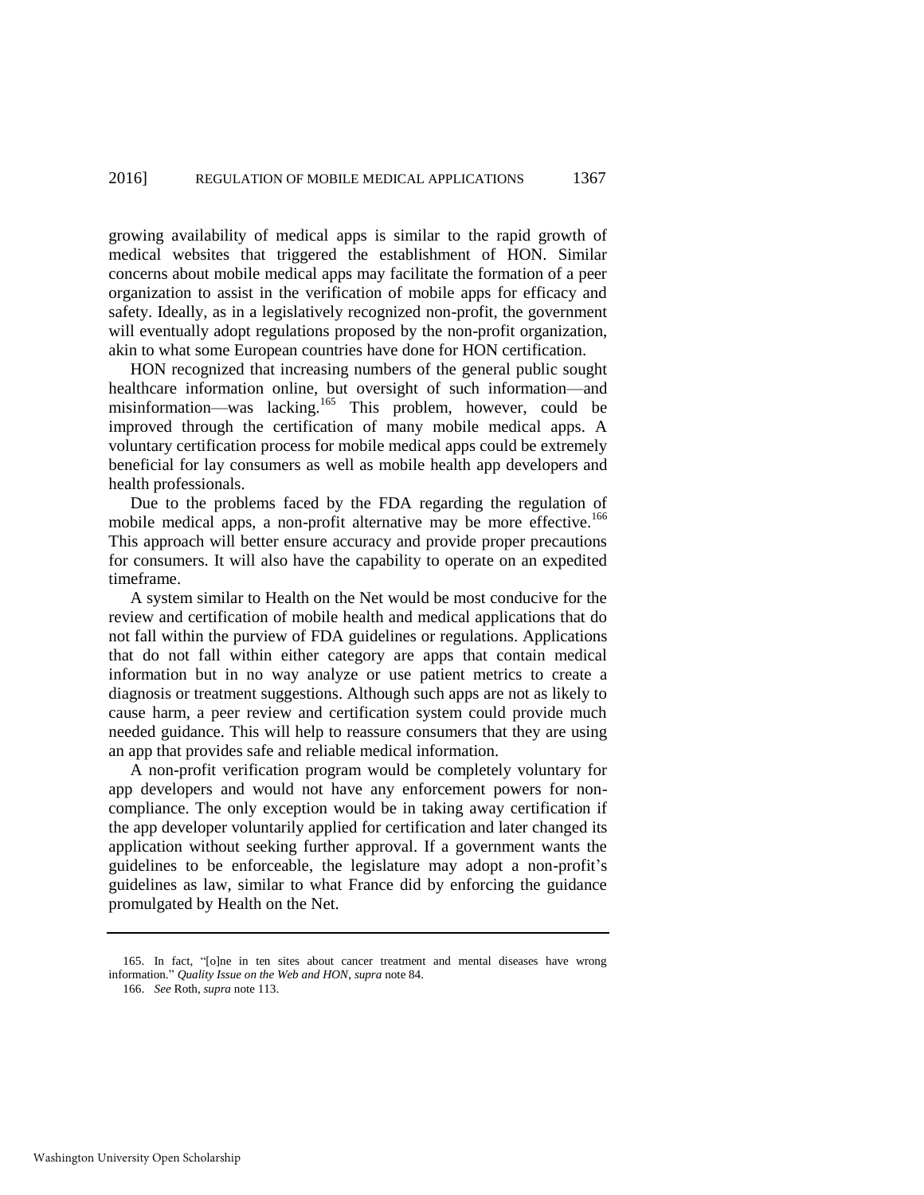growing availability of medical apps is similar to the rapid growth of medical websites that triggered the establishment of HON. Similar concerns about mobile medical apps may facilitate the formation of a peer organization to assist in the verification of mobile apps for efficacy and safety. Ideally, as in a legislatively recognized non-profit, the government will eventually adopt regulations proposed by the non-profit organization, akin to what some European countries have done for HON certification.

HON recognized that increasing numbers of the general public sought healthcare information online, but oversight of such information—and misinformation—was lacking.[165] This problem, however, could be improved through the certification of many mobile medical apps. A voluntary certification process for mobile medical apps could be extremely beneficial for lay consumers as well as mobile health app developers and health professionals.

Due to the problems faced by the FDA regarding the regulation of mobile medical apps, a non-profit alternative may be more effective.[166] This approach will better ensure accuracy and provide proper precautions for consumers. It will also have the capability to operate on an expedited timeframe.

A system similar to Health on the Net would be most conducive for the review and certification of mobile health and medical applications that do not fall within the purview of FDA guidelines or regulations. Applications that do not fall within either category are apps that contain medical information but in no way analyze or use patient metrics to create a diagnosis or treatment suggestions. Although such apps are not as likely to cause harm, a peer review and certification system could provide much needed guidance. This will help to reassure consumers that they are using an app that provides safe and reliable medical information.

A non-profit verification program would be completely voluntary for app developers and would not have any enforcement powers for non-compliance. The only exception would be in taking away certification if the app developer voluntarily applied for certification and later changed its application without seeking further approval. If a government wants the guidelines to be enforceable, the legislature may adopt a non-profit's guidelines as law, similar to what France did by enforcing the guidance promulgated by Health on the Net.

---

165. In fact, "[o]ne in ten sites about cancer treatment and mental diseases have wrong information." *Quality Issue on the Web and HON*, *supra* note 84.

166. *See* Roth, *supra* note 113.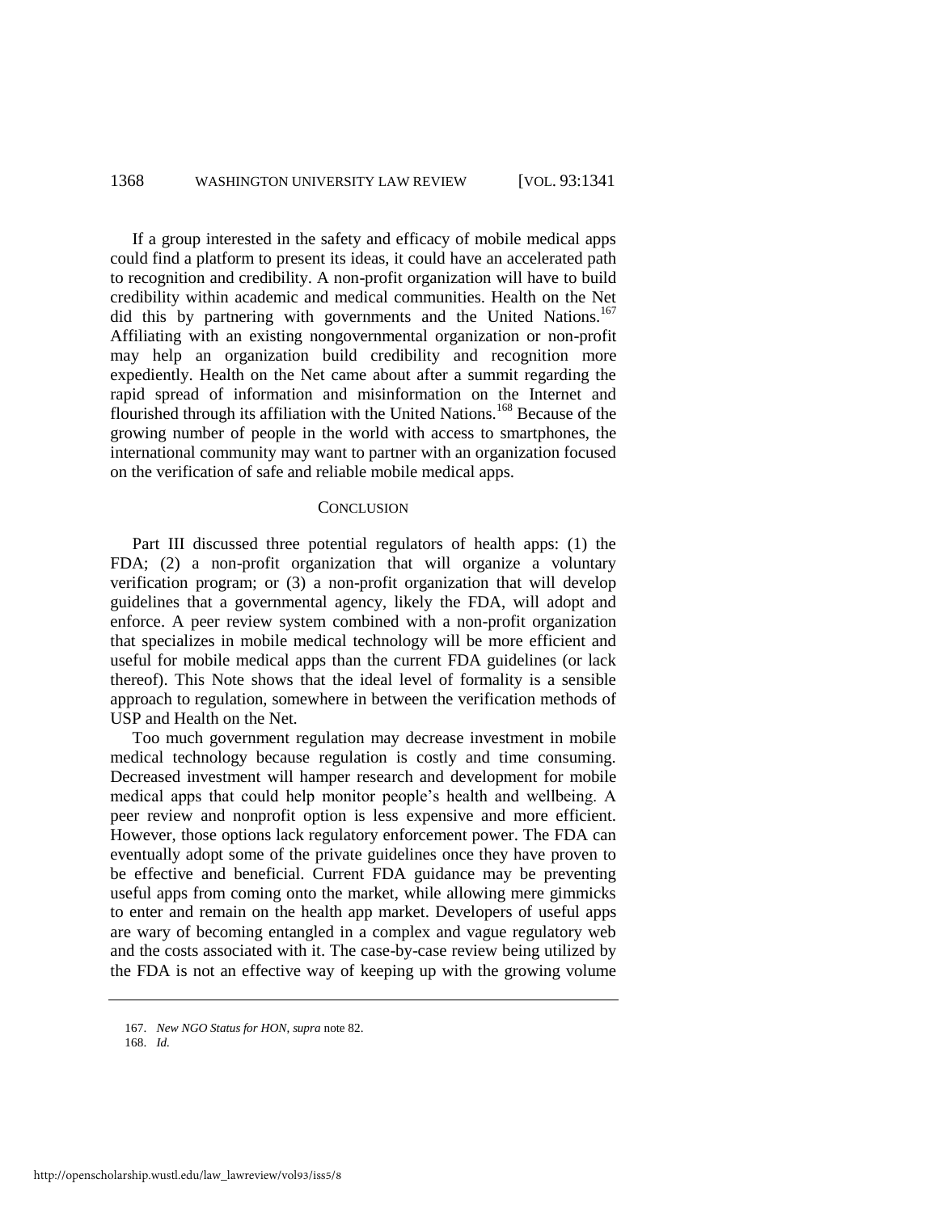If a group interested in the safety and efficacy of mobile medical apps could find a platform to present its ideas, it could have an accelerated path to recognition and credibility. A non-profit organization will have to build credibility within academic and medical communities. Health on the Net did this by partnering with governments and the United Nations.[167] Affiliating with an existing nongovernmental organization or non-profit may help an organization build credibility and recognition more expediently. Health on the Net came about after a summit regarding the rapid spread of information and misinformation on the Internet and flourished through its affiliation with the United Nations.[168] Because of the growing number of people in the world with access to smartphones, the international community may want to partner with an organization focused on the verification of safe and reliable mobile medical apps.

## CONCLUSION

Part III discussed three potential regulators of health apps: (1) the FDA; (2) a non-profit organization that will organize a voluntary verification program; or (3) a non-profit organization that will develop guidelines that a governmental agency, likely the FDA, will adopt and enforce. A peer review system combined with a non-profit organization that specializes in mobile medical technology will be more efficient and useful for mobile medical apps than the current FDA guidelines (or lack thereof). This Note shows that the ideal level of formality is a sensible approach to regulation, somewhere in between the verification methods of USP and Health on the Net.

Too much government regulation may decrease investment in mobile medical technology because regulation is costly and time consuming. Decreased investment will hamper research and development for mobile medical apps that could help monitor people's health and wellbeing. A peer review and nonprofit option is less expensive and more efficient. However, those options lack regulatory enforcement power. The FDA can eventually adopt some of the private guidelines once they have proven to be effective and beneficial. Current FDA guidance may be preventing useful apps from coming onto the market, while allowing mere gimmicks to enter and remain on the health app market. Developers of useful apps are wary of becoming entangled in a complex and vague regulatory web and the costs associated with it. The case-by-case review being utilized by the FDA is not an effective way of keeping up with the growing volume

---

167. *New NGO Status for HON*, *supra* note 82.

168. *Id.*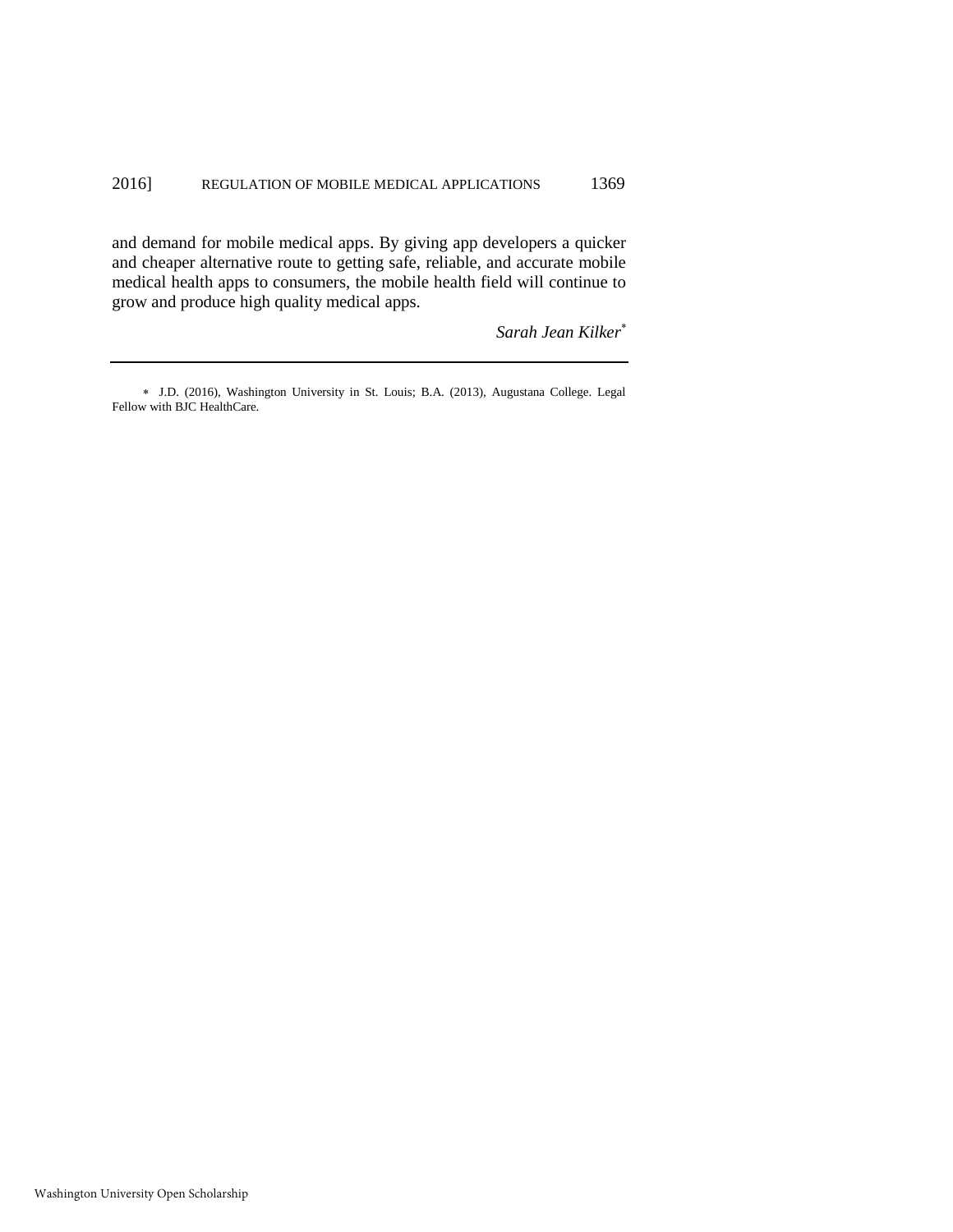and demand for mobile medical apps. By giving app developers a quicker and cheaper alternative route to getting safe, reliable, and accurate mobile medical health apps to consumers, the mobile health field will continue to grow and produce high quality medical apps.

*Sarah Jean Kilker*[*]

---

[*] J.D. (2016), Washington University in St. Louis; B.A. (2013), Augustana College. Legal Fellow with BJC HealthCare.